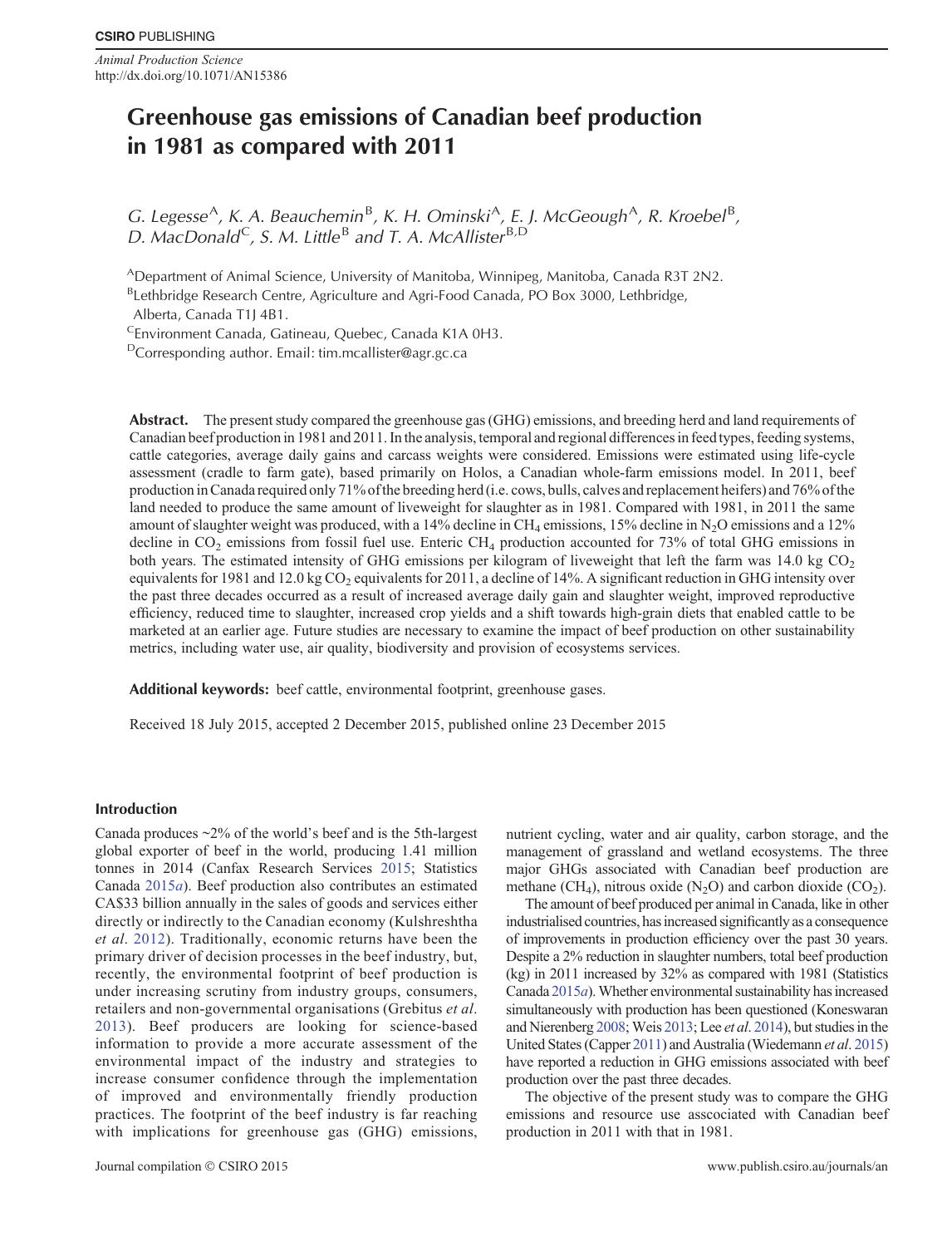# Greenhouse gas emissions of Canadian beef production in 1981 as compared with 2011

*G. Legesse*[A], *K. A. Beauchemin*[B], *K. H. Ominski*[A], *E. J. McGeough*[A], *R. Kroebel*[B], *D. MacDonald*[C], *S. M. Little*[B] *and T. A. McAllister*[B,D]

[A]Department of Animal Science, University of Manitoba, Winnipeg, Manitoba, Canada R3T 2N2.

[B]Lethbridge Research Centre, Agriculture and Agri-Food Canada, PO Box 3000, Lethbridge, Alberta, Canada T1J 4B1.

[C]Environment Canada, Gatineau, Quebec, Canada K1A 0H3.

[D]Corresponding author. Email: tim.mcallister@agr.gc.ca

**Abstract.** The present study compared the greenhouse gas (GHG) emissions, and breeding herd and land requirements of Canadian beef production in 1981 and 2011. In the analysis, temporal and regional differences in feed types, feeding systems, cattle categories, average daily gains and carcass weights were considered. Emissions were estimated using life-cycle assessment (cradle to farm gate), based primarily on Holos, a Canadian whole-farm emissions model. In 2011, beef production in Canada required only 71% of the breeding herd (i.e. cows, bulls, calves and replacement heifers) and 76% of the land needed to produce the same amount of liveweight for slaughter as in 1981. Compared with 1981, in 2011 the same amount of slaughter weight was produced, with a 14% decline in $CH_4$ emissions, 15% decline in $N_2O$ emissions and a 12% decline in $CO_2$ emissions from fossil fuel use. Enteric $CH_4$ production accounted for 73% of total GHG emissions in both years. The estimated intensity of GHG emissions per kilogram of liveweight that left the farm was 14.0 kg $CO_2$ equivalents for 1981 and 12.0 kg $CO_2$ equivalents for 2011, a decline of 14%. A significant reduction in GHG intensity over the past three decades occurred as a result of increased average daily gain and slaughter weight, improved reproductive efficiency, reduced time to slaughter, increased crop yields and a shift towards high-grain diets that enabled cattle to be marketed at an earlier age. Future studies are necessary to examine the impact of beef production on other sustainability metrics, including water use, air quality, biodiversity and provision of ecosystems services.

**Additional keywords:** beef cattle, environmental footprint, greenhouse gases.

Received 18 July 2015, accepted 2 December 2015, published online 23 December 2015

## Introduction

Canada produces ~2% of the world's beef and is the 5th-largest global exporter of beef in the world, producing 1.41 million tonnes in 2014 (Canfax Research Services 2015; Statistics Canada 2015*a*). Beef production also contributes an estimated CA$33 billion annually in the sales of goods and services either directly or indirectly to the Canadian economy (Kulshreshtha *et al*. 2012). Traditionally, economic returns have been the primary driver of decision processes in the beef industry, but, recently, the environmental footprint of beef production is under increasing scrutiny from industry groups, consumers, retailers and non-governmental organisations (Grebitus *et al*. 2013). Beef producers are looking for science-based information to provide a more accurate assessment of the environmental impact of the industry and strategies to increase consumer confidence through the implementation of improved and environmentally friendly production practices. The footprint of the beef industry is far reaching with implications for greenhouse gas (GHG) emissions, nutrient cycling, water and air quality, carbon storage, and the management of grassland and wetland ecosystems. The three major GHGs associated with Canadian beef production are methane ($CH_4$), nitrous oxide ($N_2O$) and carbon dioxide ($CO_2$).

The amount of beef produced per animal in Canada, like in other industrialised countries, has increased significantly as a consequence of improvements in production efficiency over the past 30 years. Despite a 2% reduction in slaughter numbers, total beef production (kg) in 2011 increased by 32% as compared with 1981 (Statistics Canada 2015*a*). Whether environmental sustainability has increased simultaneously with production has been questioned (Koneswaran and Nierenberg 2008; Weis 2013; Lee *et al*. 2014), but studies in the United States (Capper 2011) and Australia (Wiedemann *et al*. 2015) have reported a reduction in GHG emissions associated with beef production over the past three decades.

The objective of the present study was to compare the GHG emissions and resource use asscociated with Canadian beef production in 2011 with that in 1981.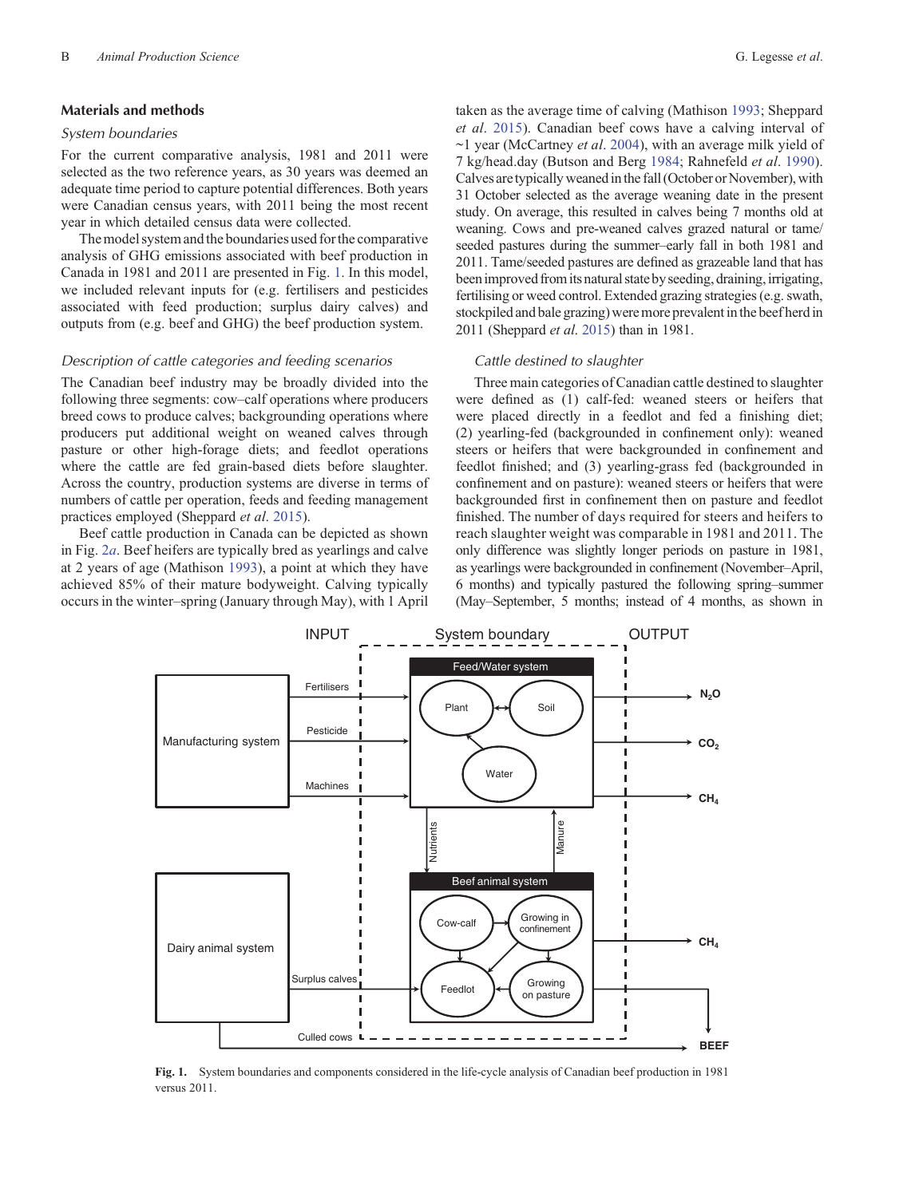## Materials and methods

### System boundaries

For the current comparative analysis, 1981 and 2011 were selected as the two reference years, as 30 years was deemed an adequate time period to capture potential differences. Both years were Canadian census years, with 2011 being the most recent year in which detailed census data were collected.

The model system and the boundaries used for the comparative analysis of GHG emissions associated with beef production in Canada in 1981 and 2011 are presented in Fig. 1. In this model, we included relevant inputs for (e.g. fertilisers and pesticides associated with feed production; surplus dairy calves) and outputs from (e.g. beef and GHG) the beef production system.

### Description of cattle categories and feeding scenarios

The Canadian beef industry may be broadly divided into the following three segments: cow–calf operations where producers breed cows to produce calves; backgrounding operations where producers put additional weight on weaned calves through pasture or other high-forage diets; and feedlot operations where the cattle are fed grain-based diets before slaughter. Across the country, production systems are diverse in terms of numbers of cattle per operation, feeds and feeding management practices employed (Sheppard *et al.* 2015).

Beef cattle production in Canada can be depicted as shown in Fig. 2*a*. Beef heifers are typically bred as yearlings and calve at 2 years of age (Mathison 1993), a point at which they have achieved 85% of their mature bodyweight. Calving typically occurs in the winter–spring (January through May), with 1 April taken as the average time of calving (Mathison 1993; Sheppard *et al.* 2015). Canadian beef cows have a calving interval of ~1 year (McCartney *et al.* 2004), with an average milk yield of 7 kg/head.day (Butson and Berg 1984; Rahnefeld *et al.* 1990). Calves are typically weaned in the fall (October or November), with 31 October selected as the average weaning date in the present study. On average, this resulted in calves being 7 months old at weaning. Cows and pre-weaned calves grazed natural or tame/seeded pastures during the summer–early fall in both 1981 and 2011. Tame/seeded pastures are defined as grazeable land that has been improved from its natural state by seeding, draining, irrigating, fertilising or weed control. Extended grazing strategies (e.g. swath, stockpiled and bale grazing) were more prevalent in the beef herd in 2011 (Sheppard *et al.* 2015) than in 1981.

### Cattle destined to slaughter

Three main categories of Canadian cattle destined to slaughter were defined as (1) calf-fed: weaned steers or heifers that were placed directly in a feedlot and fed a finishing diet; (2) yearling-fed (backgrounded in confinement only): weaned steers or heifers that were backgrounded in confinement and feedlot finished; and (3) yearling-grass fed (backgrounded in confinement and on pasture): weaned steers or heifers that were backgrounded first in confinement then on pasture and feedlot finished. The number of days required for steers and heifers to reach slaughter weight was comparable in 1981 and 2011. The only difference was slightly longer periods on pasture in 1981, as yearlings were backgrounded in confinement (November–April, 6 months) and typically pastured the following spring–summer (May–September, 5 months; instead of 4 months, as shown in

**Fig. 1.** System boundaries and components considered in the life-cycle analysis of Canadian beef production in 1981 versus 2011.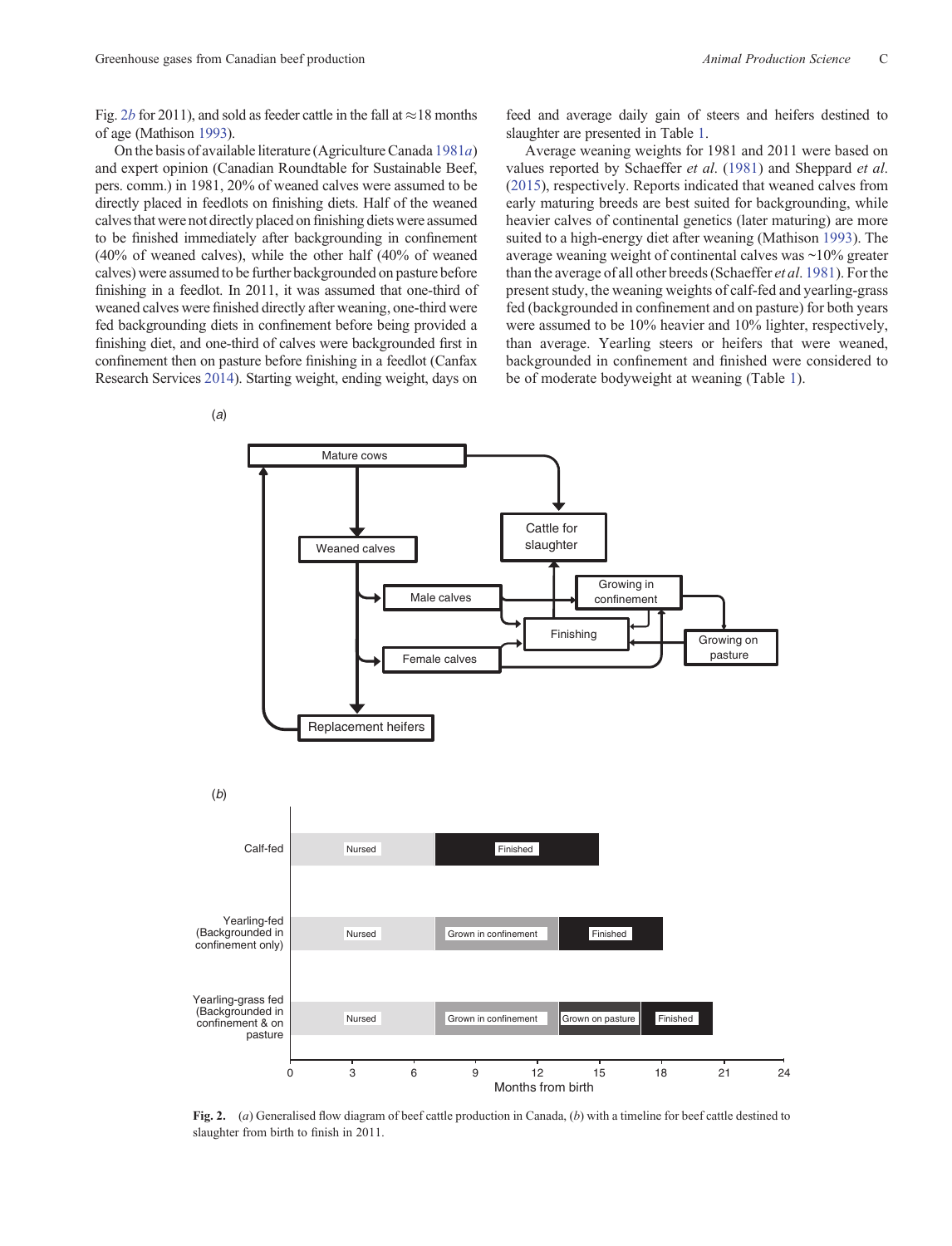Fig. 2*b* for 2011), and sold as feeder cattle in the fall at ≈18 months of age (Mathison 1993).

On the basis of available literature (Agriculture Canada 1981*a*) and expert opinion (Canadian Roundtable for Sustainable Beef, pers. comm.) in 1981, 20% of weaned calves were assumed to be directly placed in feedlots on finishing diets. Half of the weaned calves that were not directly placed on finishing diets were assumed to be finished immediately after backgrounding in confinement (40% of weaned calves), while the other half (40% of weaned calves) were assumed to be further backgrounded on pasture before finishing in a feedlot. In 2011, it was assumed that one-third of weaned calves were finished directly after weaning, one-third were fed backgrounding diets in confinement before being provided a finishing diet, and one-third of calves were backgrounded first in confinement then on pasture before finishing in a feedlot (Canfax Research Services 2014). Starting weight, ending weight, days on feed and average daily gain of steers and heifers destined to slaughter are presented in Table 1.

Average weaning weights for 1981 and 2011 were based on values reported by Schaeffer *et al*. (1981) and Sheppard *et al*. (2015), respectively. Reports indicated that weaned calves from early maturing breeds are best suited for backgrounding, while heavier calves of continental genetics (later maturing) are more suited to a high-energy diet after weaning (Mathison 1993). The average weaning weight of continental calves was ~10% greater than the average of all other breeds (Schaeffer *et al*. 1981). For the present study, the weaning weights of calf-fed and yearling-grass fed (backgrounded in confinement and on pasture) for both years were assumed to be 10% heavier and 10% lighter, respectively, than average. Yearling steers or heifers that were weaned, backgrounded in confinement and finished were considered to be of moderate bodyweight at weaning (Table 1).

**Fig. 2.** (*a*) Generalised flow diagram of beef cattle production in Canada, (*b*) with a timeline for beef cattle destined to slaughter from birth to finish in 2011.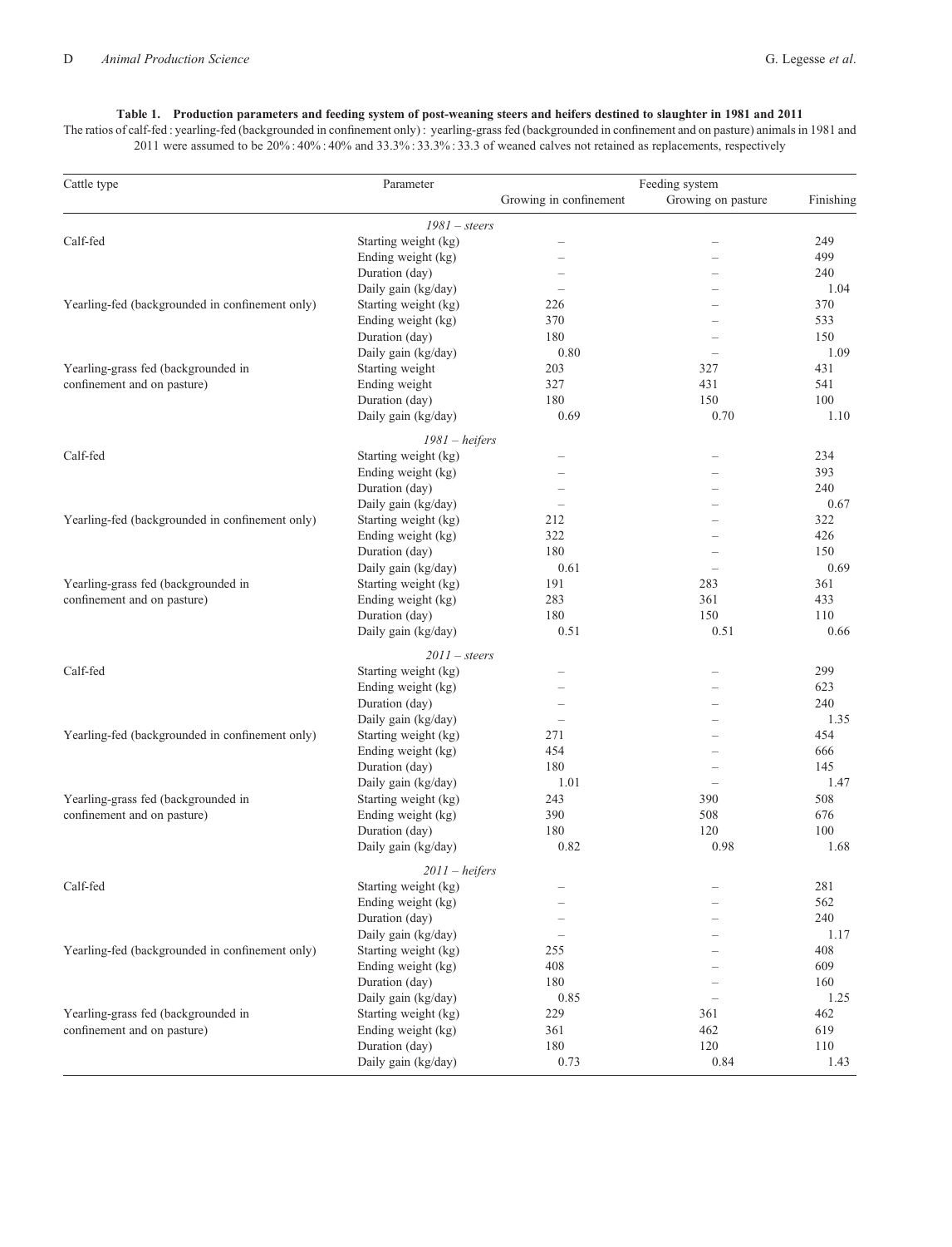**Table 1. Production parameters and feeding system of post-weaning steers and heifers destined to slaughter in 1981 and 2011**

The ratios of calf-fed : yearling-fed (backgrounded in confinement only) : yearling-grass fed (backgrounded in confinement and on pasture) animals in 1981 and 2011 were assumed to be 20% : 40% : 40% and 33.3% : 33.3% : 33.3 of weaned calves not retained as replacements, respectively

| Cattle type | Parameter | Feeding system | | |
|---|---|---|---|---|
| | | Growing in confinement | Growing on pasture | Finishing |
| | *1981 – steers* | | | |
| Calf-fed | Starting weight (kg) | – | – | 249 |
| | Ending weight (kg) | – | – | 499 |
| | Duration (day) | – | – | 240 |
| | Daily gain (kg/day) | – | – | 1.04 |
| Yearling-fed (backgrounded in confinement only) | Starting weight (kg) | 226 | – | 370 |
| | Ending weight (kg) | 370 | – | 533 |
| | Duration (day) | 180 | – | 150 |
| | Daily gain (kg/day) | 0.80 | – | 1.09 |
| Yearling-grass fed (backgrounded in confinement and on pasture) | Starting weight | 203 | 327 | 431 |
| | Ending weight | 327 | 431 | 541 |
| | Duration (day) | 180 | 150 | 100 |
| | Daily gain (kg/day) | 0.69 | 0.70 | 1.10 |
| | *1981 – heifers* | | | |
| Calf-fed | Starting weight (kg) | – | – | 234 |
| | Ending weight (kg) | – | – | 393 |
| | Duration (day) | – | – | 240 |
| | Daily gain (kg/day) | – | – | 0.67 |
| Yearling-fed (backgrounded in confinement only) | Starting weight (kg) | 212 | – | 322 |
| | Ending weight (kg) | 322 | – | 426 |
| | Duration (day) | 180 | – | 150 |
| | Daily gain (kg/day) | 0.61 | – | 0.69 |
| Yearling-grass fed (backgrounded in confinement and on pasture) | Starting weight (kg) | 191 | 283 | 361 |
| | Ending weight (kg) | 283 | 361 | 433 |
| | Duration (day) | 180 | 150 | 110 |
| | Daily gain (kg/day) | 0.51 | 0.51 | 0.66 |
| | *2011 – steers* | | | |
| Calf-fed | Starting weight (kg) | – | – | 299 |
| | Ending weight (kg) | – | – | 623 |
| | Duration (day) | – | – | 240 |
| | Daily gain (kg/day) | – | – | 1.35 |
| Yearling-fed (backgrounded in confinement only) | Starting weight (kg) | 271 | – | 454 |
| | Ending weight (kg) | 454 | – | 666 |
| | Duration (day) | 180 | – | 145 |
| | Daily gain (kg/day) | 1.01 | – | 1.47 |
| Yearling-grass fed (backgrounded in confinement and on pasture) | Starting weight (kg) | 243 | 390 | 508 |
| | Ending weight (kg) | 390 | 508 | 676 |
| | Duration (day) | 180 | 120 | 100 |
| | Daily gain (kg/day) | 0.82 | 0.98 | 1.68 |
| | *2011 – heifers* | | | |
| Calf-fed | Starting weight (kg) | – | – | 281 |
| | Ending weight (kg) | – | – | 562 |
| | Duration (day) | – | – | 240 |
| | Daily gain (kg/day) | – | – | 1.17 |
| Yearling-fed (backgrounded in confinement only) | Starting weight (kg) | 255 | – | 408 |
| | Ending weight (kg) | 408 | – | 609 |
| | Duration (day) | 180 | – | 160 |
| | Daily gain (kg/day) | 0.85 | – | 1.25 |
| Yearling-grass fed (backgrounded in confinement and on pasture) | Starting weight (kg) | 229 | 361 | 462 |
| | Ending weight (kg) | 361 | 462 | 619 |
| | Duration (day) | 180 | 120 | 110 |
| | Daily gain (kg/day) | 0.73 | 0.84 | 1.43 |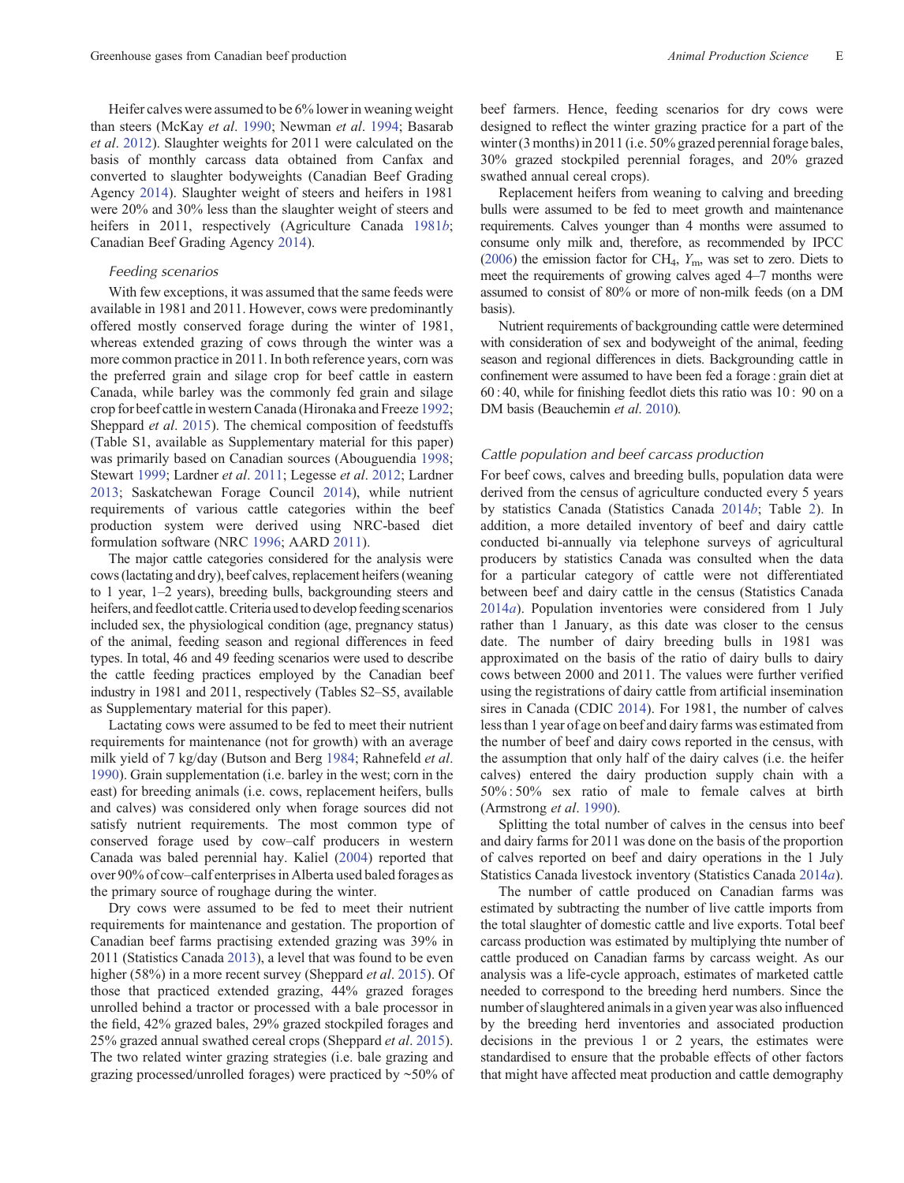Heifer calves were assumed to be 6% lower in weaning weight than steers (McKay *et al*. 1990; Newman *et al*. 1994; Basarab *et al*. 2012). Slaughter weights for 2011 were calculated on the basis of monthly carcass data obtained from Canfax and converted to slaughter bodyweights (Canadian Beef Grading Agency 2014). Slaughter weight of steers and heifers in 1981 were 20% and 30% less than the slaughter weight of steers and heifers in 2011, respectively (Agriculture Canada 1981*b*; Canadian Beef Grading Agency 2014).

### Feeding scenarios

With few exceptions, it was assumed that the same feeds were available in 1981 and 2011. However, cows were predominantly offered mostly conserved forage during the winter of 1981, whereas extended grazing of cows through the winter was a more common practice in 2011. In both reference years, corn was the preferred grain and silage crop for beef cattle in eastern Canada, while barley was the commonly fed grain and silage crop for beef cattle in western Canada (Hironaka and Freeze 1992; Sheppard *et al*. 2015). The chemical composition of feedstuffs (Table S1, available as Supplementary material for this paper) was primarily based on Canadian sources (Abouguendia 1998; Stewart 1999; Lardner *et al*. 2011; Legesse *et al*. 2012; Lardner 2013; Saskatchewan Forage Council 2014), while nutrient requirements of various cattle categories within the beef production system were derived using NRC-based diet formulation software (NRC 1996; AARD 2011).

The major cattle categories considered for the analysis were cows (lactating and dry), beef calves, replacement heifers (weaning to 1 year, 1–2 years), breeding bulls, backgrounding steers and heifers, and feedlot cattle. Criteria used to develop feeding scenarios included sex, the physiological condition (age, pregnancy status) of the animal, feeding season and regional differences in feed types. In total, 46 and 49 feeding scenarios were used to describe the cattle feeding practices employed by the Canadian beef industry in 1981 and 2011, respectively (Tables S2–S5, available as Supplementary material for this paper).

Lactating cows were assumed to be fed to meet their nutrient requirements for maintenance (not for growth) with an average milk yield of 7 kg/day (Butson and Berg 1984; Rahnefeld *et al*. 1990). Grain supplementation (i.e. barley in the west; corn in the east) for breeding animals (i.e. cows, replacement heifers, bulls and calves) was considered only when forage sources did not satisfy nutrient requirements. The most common type of conserved forage used by cow–calf producers in western Canada was baled perennial hay. Kaliel (2004) reported that over 90% of cow–calf enterprises in Alberta used baled forages as the primary source of roughage during the winter.

Dry cows were assumed to be fed to meet their nutrient requirements for maintenance and gestation. The proportion of Canadian beef farms practising extended grazing was 39% in 2011 (Statistics Canada 2013), a level that was found to be even higher (58%) in a more recent survey (Sheppard *et al*. 2015). Of those that practiced extended grazing, 44% grazed forages unrolled behind a tractor or processed with a bale processor in the field, 42% grazed bales, 29% grazed stockpiled forages and 25% grazed annual swathed cereal crops (Sheppard *et al*. 2015). The two related winter grazing strategies (i.e. bale grazing and grazing processed/unrolled forages) were practiced by ~50% of beef farmers. Hence, feeding scenarios for dry cows were designed to reflect the winter grazing practice for a part of the winter (3 months) in 2011 (i.e. 50% grazed perennial forage bales, 30% grazed stockpiled perennial forages, and 20% grazed swathed annual cereal crops).

Replacement heifers from weaning to calving and breeding bulls were assumed to be fed to meet growth and maintenance requirements. Calves younger than 4 months were assumed to consume only milk and, therefore, as recommended by IPCC (2006) the emission factor for $CH_4$, $Y_m$, was set to zero. Diets to meet the requirements of growing calves aged 4–7 months were assumed to consist of 80% or more of non-milk feeds (on a DM basis).

Nutrient requirements of backgrounding cattle were determined with consideration of sex and bodyweight of the animal, feeding season and regional differences in diets. Backgrounding cattle in confinement were assumed to have been fed a forage : grain diet at 60 : 40, while for finishing feedlot diets this ratio was 10 : 90 on a DM basis (Beauchemin *et al*. 2010).

### Cattle population and beef carcass production

For beef cows, calves and breeding bulls, population data were derived from the census of agriculture conducted every 5 years by statistics Canada (Statistics Canada 2014*b*; Table 2). In addition, a more detailed inventory of beef and dairy cattle conducted bi-annually via telephone surveys of agricultural producers by statistics Canada was consulted when the data for a particular category of cattle were not differentiated between beef and dairy cattle in the census (Statistics Canada 2014*a*). Population inventories were considered from 1 July rather than 1 January, as this date was closer to the census date. The number of dairy breeding bulls in 1981 was approximated on the basis of the ratio of dairy bulls to dairy cows between 2000 and 2011. The values were further verified using the registrations of dairy cattle from artificial insemination sires in Canada (CDIC 2014). For 1981, the number of calves less than 1 year of age on beef and dairy farms was estimated from the number of beef and dairy cows reported in the census, with the assumption that only half of the dairy calves (i.e. the heifer calves) entered the dairy production supply chain with a 50% : 50% sex ratio of male to female calves at birth (Armstrong *et al*. 1990).

Splitting the total number of calves in the census into beef and dairy farms for 2011 was done on the basis of the proportion of calves reported on beef and dairy operations in the 1 July Statistics Canada livestock inventory (Statistics Canada 2014*a*).

The number of cattle produced on Canadian farms was estimated by subtracting the number of live cattle imports from the total slaughter of domestic cattle and live exports. Total beef carcass production was estimated by multiplying thte number of cattle produced on Canadian farms by carcass weight. As our analysis was a life-cycle approach, estimates of marketed cattle needed to correspond to the breeding herd numbers. Since the number of slaughtered animals in a given year was also influenced by the breeding herd inventories and associated production decisions in the previous 1 or 2 years, the estimates were standardised to ensure that the probable effects of other factors that might have affected meat production and cattle demography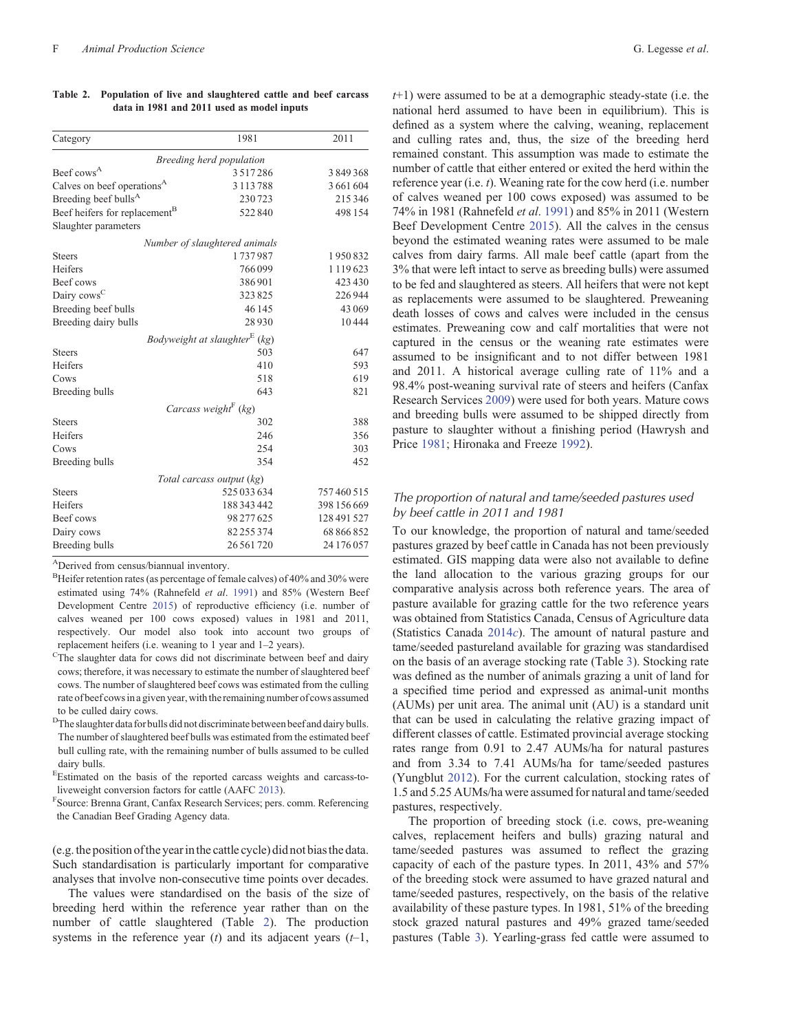**Table 2. Population of live and slaughtered cattle and beef carcass data in 1981 and 2011 used as model inputs**

| Category | 1981 | 2011 |
|---|---|---|
| *Breeding herd population* | | |
| Beef cows[A] | 3 517 286 | 3 849 368 |
| Calves on beef operations[A] | 3 113 788 | 3 661 604 |
| Breeding beef bulls[A] | 230 723 | 215 346 |
| Beef heifers for replacement[B] | 522 840 | 498 154 |
| Slaughter parameters | | |
| *Number of slaughtered animals* | | |
| Steers | 1 737 987 | 1 950 832 |
| Heifers | 766 099 | 1 119 623 |
| Beef cows | 386 901 | 423 430 |
| Dairy cows[C] | 323 825 | 226 944 |
| Breeding beef bulls | 46 145 | 43 069 |
| Breeding dairy bulls | 28 930 | 10 444 |
| *Bodyweight at slaughter[E] (kg)* | | |
| Steers | 503 | 647 |
| Heifers | 410 | 593 |
| Cows | 518 | 619 |
| Breeding bulls | 643 | 821 |
| *Carcass weight[F] (kg)* | | |
| Steers | 302 | 388 |
| Heifers | 246 | 356 |
| Cows | 254 | 303 |
| Breeding bulls | 354 | 452 |
| *Total carcass output (kg)* | | |
| Steers | 525 033 634 | 757 460 515 |
| Heifers | 188 343 442 | 398 156 669 |
| Beef cows | 98 277 625 | 128 491 527 |
| Dairy cows | 82 255 374 | 68 866 852 |
| Breeding bulls | 26 561 720 | 24 176 057 |

[A]Derived from census/biannual inventory.
[B]Heifer retention rates (as percentage of female calves) of 40% and 30% were estimated using 74% (Rahnefeld *et al*. 1991) and 85% (Western Beef Development Centre 2015) of reproductive efficiency (i.e. number of calves weaned per 100 cows exposed) values in 1981 and 2011, respectively. Our model also took into account two groups of replacement heifers (i.e. weaning to 1 year and 1–2 years).
[C]The slaughter data for cows did not discriminate between beef and dairy cows; therefore, it was necessary to estimate the number of slaughtered beef cows. The number of slaughtered beef cows was estimated from the culling rate of beef cows in a given year, with the remaining number of cows assumed to be culled dairy cows.
[D]The slaughter data for bulls did not discriminate between beef and dairy bulls. The number of slaughtered beef bulls was estimated from the estimated beef bull culling rate, with the remaining number of bulls assumed to be culled dairy bulls.
[E]Estimated on the basis of the reported carcass weights and carcass-to-liveweight conversion factors for cattle (AAFC 2013).
[F]Source: Brenna Grant, Canfax Research Services; pers. comm. Referencing the Canadian Beef Grading Agency data.

(e.g. the position of the year in the cattle cycle) did not bias the data. Such standardisation is particularly important for comparative analyses that involve non-consecutive time points over decades.

The values were standardised on the basis of the size of breeding herd within the reference year rather than on the number of cattle slaughtered (Table 2). The production systems in the reference year ($t$) and its adjacent years ($t$–1, $t$+1) were assumed to be at a demographic steady-state (i.e. the national herd assumed to have been in equilibrium). This is defined as a system where the calving, weaning, replacement and culling rates and, thus, the size of the breeding herd remained constant. This assumption was made to estimate the number of cattle that either entered or exited the herd within the reference year (i.e. $t$). Weaning rate for the cow herd (i.e. number of calves weaned per 100 cows exposed) was assumed to be 74% in 1981 (Rahnefeld *et al*. 1991) and 85% in 2011 (Western Beef Development Centre 2015). All the calves in the census beyond the estimated weaning rates were assumed to be male calves from dairy farms. All male beef cattle (apart from the 3% that were left intact to serve as breeding bulls) were assumed to be fed and slaughtered as steers. All heifers that were not kept as replacements were assumed to be slaughtered. Preweaning death losses of cows and calves were included in the census estimates. Preweaning cow and calf mortalities that were not captured in the census or the weaning rate estimates were assumed to be insignificant and to not differ between 1981 and 2011. A historical average culling rate of 11% and a 98.4% post-weaning survival rate of steers and heifers (Canfax Research Services 2009) were used for both years. Mature cows and breeding bulls were assumed to be shipped directly from pasture to slaughter without a finishing period (Hawrysh and Price 1981; Hironaka and Freeze 1992).

### The proportion of natural and tame/seeded pastures used by beef cattle in 2011 and 1981

To our knowledge, the proportion of natural and tame/seeded pastures grazed by beef cattle in Canada has not been previously estimated. GIS mapping data were also not available to define the land allocation to the various grazing groups for our comparative analysis across both reference years. The area of pasture available for grazing cattle for the two reference years was obtained from Statistics Canada, Census of Agriculture data (Statistics Canada 2014*c*). The amount of natural pasture and tame/seeded pastureland available for grazing was standardised on the basis of an average stocking rate (Table 3). Stocking rate was defined as the number of animals grazing a unit of land for a specified time period and expressed as animal-unit months (AUMs) per unit area. The animal unit (AU) is a standard unit that can be used in calculating the relative grazing impact of different classes of cattle. Estimated provincial average stocking rates range from 0.91 to 2.47 AUMs/ha for natural pastures and from 3.34 to 7.41 AUMs/ha for tame/seeded pastures (Yungblut 2012). For the current calculation, stocking rates of 1.5 and 5.25 AUMs/ha were assumed for natural and tame/seeded pastures, respectively.

The proportion of breeding stock (i.e. cows, pre-weaning calves, replacement heifers and bulls) grazing natural and tame/seeded pastures was assumed to reflect the grazing capacity of each of the pasture types. In 2011, 43% and 57% of the breeding stock were assumed to have grazed natural and tame/seeded pastures, respectively, on the basis of the relative availability of these pasture types. In 1981, 51% of the breeding stock grazed natural pastures and 49% grazed tame/seeded pastures (Table 3). Yearling-grass fed cattle were assumed to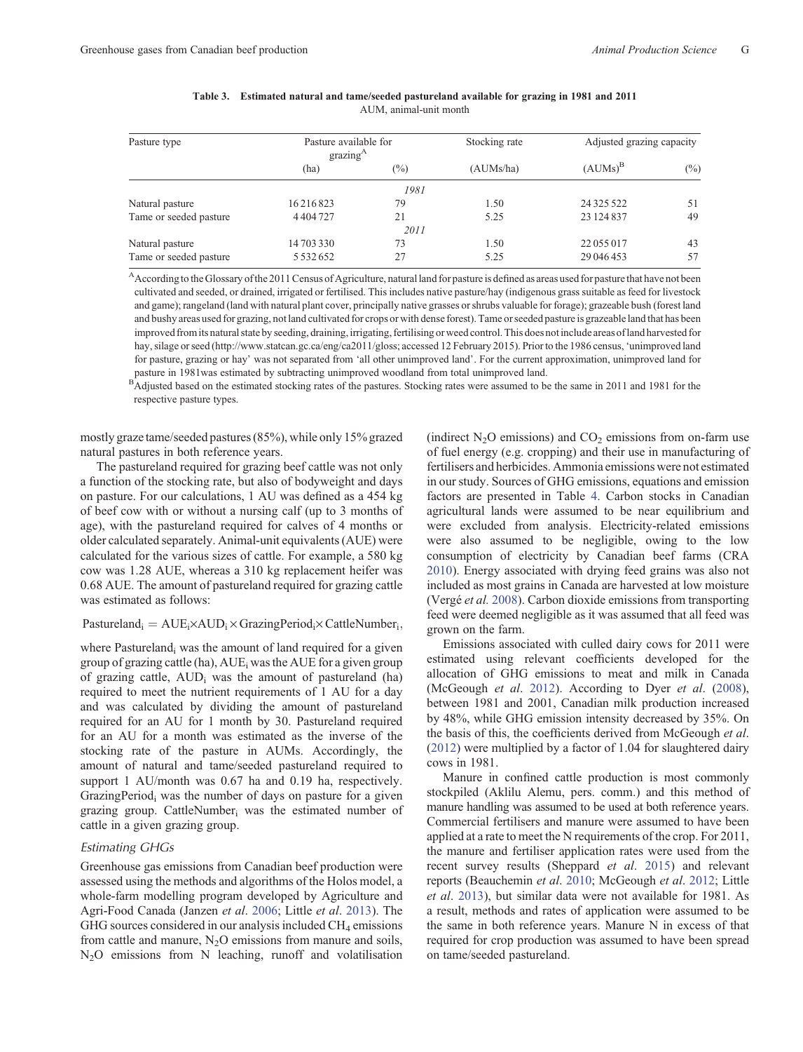**Table 3. Estimated natural and tame/seeded pastureland available for grazing in 1981 and 2011**

AUM, animal-unit month

| Pasture type | Pasture available for grazing[A] | | Stocking rate | Adjusted grazing capacity | |
|---|---|---|---|---|---|
| | (ha) | (%) | (AUMs/ha) | (AUMs)[B] | (%) |
| | | *1981* | | | |
| Natural pasture | 16 216 823 | 79 | 1.50 | 24 325 522 | 51 |
| Tame or seeded pasture | 4 404 727 | 21 | 5.25 | 23 124 837 | 49 |
| | | *2011* | | | |
| Natural pasture | 14 703 330 | 73 | 1.50 | 22 055 017 | 43 |
| Tame or seeded pasture | 5 532 652 | 27 | 5.25 | 29 046 453 | 57 |

[A]According to the Glossary of the 2011 Census of Agriculture, natural land for pasture is defined as areas used for pasture that have not been cultivated and seeded, or drained, irrigated or fertilised. This includes native pasture/hay (indigenous grass suitable as feed for livestock and game); rangeland (land with natural plant cover, principally native grasses or shrubs valuable for forage); grazeable bush (forest land and bushy areas used for grazing, not land cultivated for crops or with dense forest). Tame or seeded pasture is grazeable land that has been improved from its natural state by seeding, draining, irrigating, fertilising or weed control. This does not include areas of land harvested for hay, silage or seed (http://www.statcan.gc.ca/eng/ca2011/gloss; accessed 12 February 2015). Prior to the 1986 census, 'unimproved land for pasture, grazing or hay' was not separated from 'all other unimproved land'. For the current approximation, unimproved land for pasture in 1981was estimated by subtracting unimproved woodland from total unimproved land.

[B]Adjusted based on the estimated stocking rates of the pastures. Stocking rates were assumed to be the same in 2011 and 1981 for the respective pasture types.

mostly graze tame/seeded pastures (85%), while only 15% grazed natural pastures in both reference years.

The pastureland required for grazing beef cattle was not only a function of the stocking rate, but also of bodyweight and days on pasture. For our calculations, 1 AU was defined as a 454 kg of beef cow with or without a nursing calf (up to 3 months of age), with the pastureland required for calves of 4 months or older calculated separately. Animal-unit equivalents (AUE) were calculated for the various sizes of cattle. For example, a 580 kg cow was 1.28 AUE, whereas a 310 kg replacement heifer was 0.68 AUE. The amount of pastureland required for grazing cattle was estimated as follows:

$$\text{Pastureland}_i = \text{AUE}_i \times \text{AUD}_i \times \text{GrazingPeriod}_i \times \text{CattleNumber}_i,$$

where $\text{Pastureland}_i$ was the amount of land required for a given group of grazing cattle (ha), $\text{AUE}_i$ was the AUE for a given group of grazing cattle, $\text{AUD}_i$ was the amount of pastureland (ha) required to meet the nutrient requirements of 1 AU for a day and was calculated by dividing the amount of pastureland required for an AU for 1 month by 30. Pastureland required for an AU for a month was estimated as the inverse of the stocking rate of the pasture in AUMs. Accordingly, the amount of natural and tame/seeded pastureland required to support 1 AU/month was 0.67 ha and 0.19 ha, respectively. $\text{GrazingPeriod}_i$ was the number of days on pasture for a given grazing group. $\text{CattleNumber}_i$ was the estimated number of cattle in a given grazing group.

### *Estimating GHGs*

Greenhouse gas emissions from Canadian beef production were assessed using the methods and algorithms of the Holos model, a whole-farm modelling program developed by Agriculture and Agri-Food Canada (Janzen *et al*. 2006; Little *et al*. 2013). The GHG sources considered in our analysis included $CH_4$ emissions from cattle and manure, $N_2O$ emissions from manure and soils, $N_2O$ emissions from N leaching, runoff and volatilisation (indirect $N_2O$ emissions) and $CO_2$ emissions from on-farm use of fuel energy (e.g. cropping) and their use in manufacturing of fertilisers and herbicides. Ammonia emissions were not estimated in our study. Sources of GHG emissions, equations and emission factors are presented in Table 4. Carbon stocks in Canadian agricultural lands were assumed to be near equilibrium and were excluded from analysis. Electricity-related emissions were also assumed to be negligible, owing to the low consumption of electricity by Canadian beef farms (CRA 2010). Energy associated with drying feed grains was also not included as most grains in Canada are harvested at low moisture (Vergé *et al.* 2008). Carbon dioxide emissions from transporting feed were deemed negligible as it was assumed that all feed was grown on the farm.

Emissions associated with culled dairy cows for 2011 were estimated using relevant coefficients developed for the allocation of GHG emissions to meat and milk in Canada (McGeough *et al*. 2012). According to Dyer *et al*. (2008), between 1981 and 2001, Canadian milk production increased by 48%, while GHG emission intensity decreased by 35%. On the basis of this, the coefficients derived from McGeough *et al*. (2012) were multiplied by a factor of 1.04 for slaughtered dairy cows in 1981.

Manure in confined cattle production is most commonly stockpiled (Aklilu Alemu, pers. comm.) and this method of manure handling was assumed to be used at both reference years. Commercial fertilisers and manure were assumed to have been applied at a rate to meet the N requirements of the crop. For 2011, the manure and fertiliser application rates were used from the recent survey results (Sheppard *et al*. 2015) and relevant reports (Beauchemin *et al*. 2010; McGeough *et al*. 2012; Little *et al*. 2013), but similar data were not available for 1981. As a result, methods and rates of application were assumed to be the same in both reference years. Manure N in excess of that required for crop production was assumed to have been spread on tame/seeded pastureland.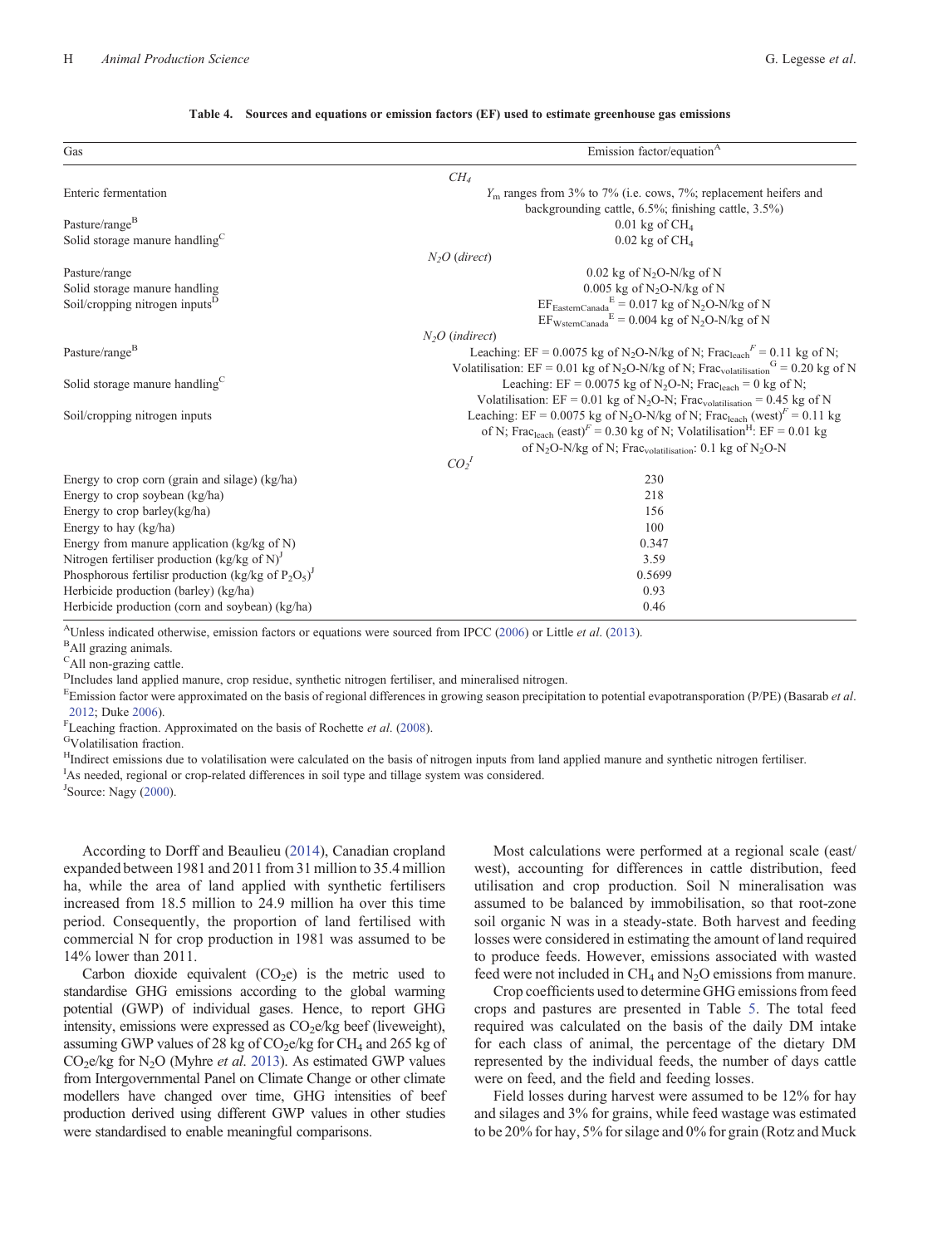**Table 4. Sources and equations or emission factors (EF) used to estimate greenhouse gas emissions**

| Gas | Emission factor/equation[A] |
|---|---|
| | *$CH_4$* |
| Enteric fermentation | $Y_m$ ranges from 3% to 7% (i.e. cows, 7%; replacement heifers and backgrounding cattle, 6.5%; finishing cattle, 3.5%) |
| Pasture/range[B] | 0.01 kg of $CH_4$ |
| Solid storage manure handling[C] | 0.02 kg of $CH_4$ |
| | *$N_2O$ (direct)* |
| Pasture/range | 0.02 kg of $N_2O$-N/kg of N |
| Solid storage manure handling | 0.005 kg of $N_2O$-N/kg of N |
| Soil/cropping nitrogen inputs[D] | $EF_{EasternCanada}$[E] = 0.017 kg of $N_2O$-N/kg of N<br>$EF_{WsternCanada}$[E] = 0.004 kg of $N_2O$-N/kg of N |
| | *$N_2O$ (indirect)* |
| Pasture/range[B] | Leaching: EF = 0.0075 kg of $N_2O$-N/kg of N; $Frac_{leach}$[F] = 0.11 kg of N; Volatilisation: EF = 0.01 kg of $N_2O$-N/kg of N; $Frac_{volatilisation}$[G] = 0.20 kg of N |
| Solid storage manure handling[C] | Leaching: EF = 0.0075 kg of $N_2O$-N; $Frac_{leach}$ = 0 kg of N; Volatilisation: EF = 0.01 kg of $N_2O$-N; $Frac_{volatilisation}$ = 0.45 kg of N |
| Soil/cropping nitrogen inputs | Leaching: EF = 0.0075 kg of $N_2O$-N/kg of N; $Frac_{leach}$ (west)[F] = 0.11 kg of N; $Frac_{leach}$ (east)[F] = 0.30 kg of N; Volatilisation[H]: EF = 0.01 kg of $N_2O$-N/kg of N; $Frac_{volatilisation}$: 0.1 kg of $N_2O$-N |
| | *$CO_2$*[I] |
| Energy to crop corn (grain and silage) (kg/ha) | 230 |
| Energy to crop soybean (kg/ha) | 218 |
| Energy to crop barley(kg/ha) | 156 |
| Energy to hay (kg/ha) | 100 |
| Energy from manure application (kg/kg of N) | 0.347 |
| Nitrogen fertiliser production (kg/kg of N)[J] | 3.59 |
| Phosphorous fertilisr production (kg/kg of $P_2O_5$)[J] | 0.5699 |
| Herbicide production (barley) (kg/ha) | 0.93 |
| Herbicide production (corn and soybean) (kg/ha) | 0.46 |

[A]Unless indicated otherwise, emission factors or equations were sourced from IPCC (2006) or Little *et al*. (2013).
[B]All grazing animals.
[C]All non-grazing cattle.
[D]Includes land applied manure, crop residue, synthetic nitrogen fertiliser, and mineralised nitrogen.
[E]Emission factor were approximated on the basis of regional differences in growing season precipitation to potential evapotransporation (P/PE) (Basarab *et al*. 2012; Duke 2006).
[F]Leaching fraction. Approximated on the basis of Rochette *et al*. (2008).
[G]Volatilisation fraction.
[H]Indirect emissions due to volatilisation were calculated on the basis of nitrogen inputs from land applied manure and synthetic nitrogen fertiliser.
[I]As needed, regional or crop-related differences in soil type and tillage system was considered.
[J]Source: Nagy (2000).

According to Dorff and Beaulieu (2014), Canadian cropland expanded between 1981 and 2011 from 31 million to 35.4 million ha, while the area of land applied with synthetic fertilisers increased from 18.5 million to 24.9 million ha over this time period. Consequently, the proportion of land fertilised with commercial N for crop production in 1981 was assumed to be 14% lower than 2011.

Carbon dioxide equivalent ($CO_2$e) is the metric used to standardise GHG emissions according to the global warming potential (GWP) of individual gases. Hence, to report GHG intensity, emissions were expressed as $CO_2$e/kg beef (liveweight), assuming GWP values of 28 kg of $CO_2$e/kg for $CH_4$ and 265 kg of $CO_2$e/kg for $N_2O$ (Myhre *et al*. 2013). As estimated GWP values from Intergovernmental Panel on Climate Change or other climate modellers have changed over time, GHG intensities of beef production derived using different GWP values in other studies were standardised to enable meaningful comparisons.

Most calculations were performed at a regional scale (east/west), accounting for differences in cattle distribution, feed utilisation and crop production. Soil N mineralisation was assumed to be balanced by immobilisation, so that root-zone soil organic N was in a steady-state. Both harvest and feeding losses were considered in estimating the amount of land required to produce feeds. However, emissions associated with wasted feed were not included in $CH_4$ and $N_2O$ emissions from manure.

Crop coefficients used to determine GHG emissions from feed crops and pastures are presented in Table 5. The total feed required was calculated on the basis of the daily DM intake for each class of animal, the percentage of the dietary DM represented by the individual feeds, the number of days cattle were on feed, and the field and feeding losses.

Field losses during harvest were assumed to be 12% for hay and silages and 3% for grains, while feed wastage was estimated to be 20% for hay, 5% for silage and 0% for grain (Rotz and Muck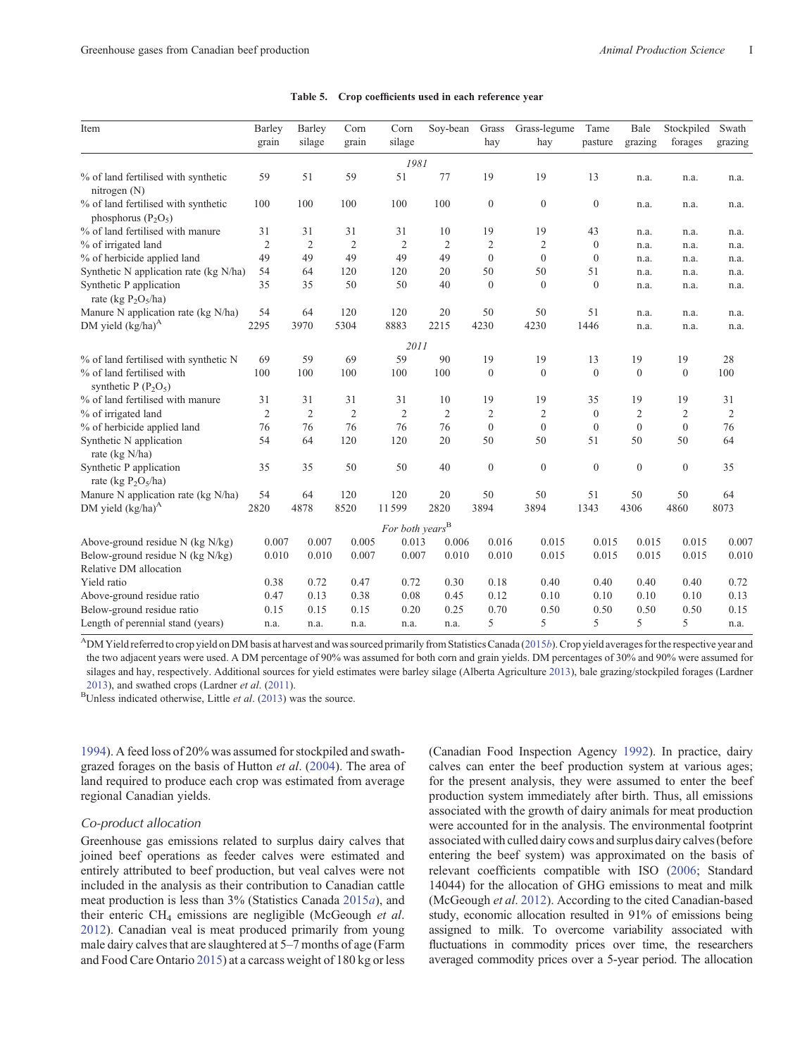**Table 5. Crop coefficients used in each reference year**

| Item | Barley grain | Barley silage | Corn grain | Corn silage | Soy-bean | Grass hay | Grass-legume hay | Tame pasture | Bale grazing | Stockpiled forages | Swath grazing |
|---|---|---|---|---|---|---|---|---|---|---|---|
| | | | | *1981* | | | | | | | |
| % of land fertilised with synthetic nitrogen (N) | 59 | 51 | 59 | 51 | 77 | 19 | 19 | 13 | n.a. | n.a. | n.a. |
| % of land fertilised with synthetic phosphorus ($P_2O_5$) | 100 | 100 | 100 | 100 | 100 | 0 | 0 | 0 | n.a. | n.a. | n.a. |
| % of land fertilised with manure | 31 | 31 | 31 | 31 | 10 | 19 | 19 | 43 | n.a. | n.a. | n.a. |
| % of irrigated land | 2 | 2 | 2 | 2 | 2 | 2 | 2 | 0 | n.a. | n.a. | n.a. |
| % of herbicide applied land | 49 | 49 | 49 | 49 | 49 | 0 | 0 | 0 | n.a. | n.a. | n.a. |
| Synthetic N application rate (kg N/ha) | 54 | 64 | 120 | 120 | 20 | 50 | 50 | 51 | n.a. | n.a. | n.a. |
| Synthetic P application rate (kg $P_2O_5$/ha) | 35 | 35 | 50 | 50 | 40 | 0 | 0 | 0 | n.a. | n.a. | n.a. |
| Manure N application rate (kg N/ha) | 54 | 64 | 120 | 120 | 20 | 50 | 50 | 51 | n.a. | n.a. | n.a. |
| DM yield (kg/ha)[A] | 2295 | 3970 | 5304 | 8883 | 2215 | 4230 | 4230 | 1446 | n.a. | n.a. | n.a. |
| | | | | *2011* | | | | | | | |
| % of land fertilised with synthetic N | 69 | 59 | 69 | 59 | 90 | 19 | 19 | 13 | 19 | 19 | 28 |
| % of land fertilised with synthetic P ($P_2O_5$) | 100 | 100 | 100 | 100 | 100 | 0 | 0 | 0 | 0 | 0 | 100 |
| % of land fertilised with manure | 31 | 31 | 31 | 31 | 10 | 19 | 19 | 35 | 19 | 19 | 31 |
| % of irrigated land | 2 | 2 | 2 | 2 | 2 | 2 | 2 | 0 | 2 | 2 | 2 |
| % of herbicide applied land | 76 | 76 | 76 | 76 | 76 | 0 | 0 | 0 | 0 | 0 | 76 |
| Synthetic N application rate (kg N/ha) | 54 | 64 | 120 | 120 | 20 | 50 | 50 | 51 | 50 | 50 | 64 |
| Synthetic P application rate (kg $P_2O_5$/ha) | 35 | 35 | 50 | 50 | 40 | 0 | 0 | 0 | 0 | 0 | 35 |
| Manure N application rate (kg N/ha) | 54 | 64 | 120 | 120 | 20 | 50 | 50 | 51 | 50 | 50 | 64 |
| DM yield (kg/ha)[A] | 2820 | 4878 | 8520 | 11 599 | 2820 | 3894 | 3894 | 1343 | 4306 | 4860 | 8073 |
| | | | | *For both years*[B] | | | | | | | |
| Above-ground residue N (kg N/kg) | 0.007 | 0.007 | 0.005 | 0.013 | 0.006 | 0.016 | 0.015 | 0.015 | 0.015 | 0.015 | 0.007 |
| Below-ground residue N (kg N/kg) | 0.010 | 0.010 | 0.007 | 0.007 | 0.010 | 0.010 | 0.015 | 0.015 | 0.015 | 0.015 | 0.010 |
| Relative DM allocation | | | | | | | | | | | |
| Yield ratio | 0.38 | 0.72 | 0.47 | 0.72 | 0.30 | 0.18 | 0.40 | 0.40 | 0.40 | 0.40 | 0.72 |
| Above-ground residue ratio | 0.47 | 0.13 | 0.38 | 0.08 | 0.45 | 0.12 | 0.10 | 0.10 | 0.10 | 0.10 | 0.13 |
| Below-ground residue ratio | 0.15 | 0.15 | 0.15 | 0.20 | 0.25 | 0.70 | 0.50 | 0.50 | 0.50 | 0.50 | 0.15 |
| Length of perennial stand (years) | n.a. | n.a. | n.a. | n.a. | n.a. | 5 | 5 | 5 | 5 | 5 | n.a. |

[A]DM Yield referred to crop yield on DM basis at harvest and was sourced primarily from Statistics Canada (2015*b*). Crop yield averages for the respective year and the two adjacent years were used. A DM percentage of 90% was assumed for both corn and grain yields. DM percentages of 30% and 90% were assumed for silages and hay, respectively. Additional sources for yield estimates were barley silage (Alberta Agriculture 2013), bale grazing/stockpiled forages (Lardner 2013), and swathed crops (Lardner *et al*. (2011).

[B]Unless indicated otherwise, Little *et al*. (2013) was the source.

1994). A feed loss of 20% was assumed for stockpiled and swath-grazed forages on the basis of Hutton *et al*. (2004). The area of land required to produce each crop was estimated from average regional Canadian yields.

### *Co-product allocation*

Greenhouse gas emissions related to surplus dairy calves that joined beef operations as feeder calves were estimated and entirely attributed to beef production, but veal calves were not included in the analysis as their contribution to Canadian cattle meat production is less than 3% (Statistics Canada 2015*a*), and their enteric $CH_4$ emissions are negligible (McGeough *et al*. 2012). Canadian veal is meat produced primarily from young male dairy calves that are slaughtered at 5–7 months of age (Farm and Food Care Ontario 2015) at a carcass weight of 180 kg or less (Canadian Food Inspection Agency 1992). In practice, dairy calves can enter the beef production system at various ages; for the present analysis, they were assumed to enter the beef production system immediately after birth. Thus, all emissions associated with the growth of dairy animals for meat production were accounted for in the analysis. The environmental footprint associated with culled dairy cows and surplus dairy calves (before entering the beef system) was approximated on the basis of relevant coefficients compatible with ISO (2006; Standard 14044) for the allocation of GHG emissions to meat and milk (McGeough *et al*. 2012). According to the cited Canadian-based study, economic allocation resulted in 91% of emissions being assigned to milk. To overcome variability associated with fluctuations in commodity prices over time, the researchers averaged commodity prices over a 5-year period. The allocation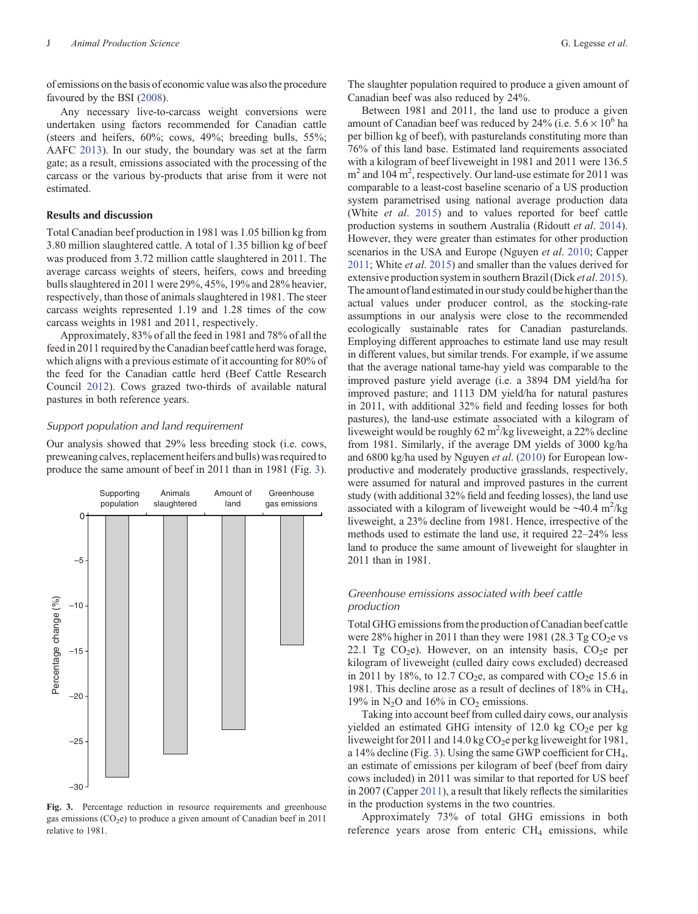of emissions on the basis of economic value was also the procedure favoured by the BSI (2008).

Any necessary live-to-carcass weight conversions were undertaken using factors recommended for Canadian cattle (steers and heifers, 60%; cows, 49%; breeding bulls, 55%; AAFC 2013). In our study, the boundary was set at the farm gate; as a result, emissions associated with the processing of the carcass or the various by-products that arise from it were not estimated.

## Results and discussion

Total Canadian beef production in 1981 was 1.05 billion kg from 3.80 million slaughtered cattle. A total of 1.35 billion kg of beef was produced from 3.72 million cattle slaughtered in 2011. The average carcass weights of steers, heifers, cows and breeding bulls slaughtered in 2011 were 29%, 45%, 19% and 28% heavier, respectively, than those of animals slaughtered in 1981. The steer carcass weights represented 1.19 and 1.28 times of the cow carcass weights in 1981 and 2011, respectively.

Approximately, 83% of all the feed in 1981 and 78% of all the feed in 2011 required by the Canadian beef cattle herd was forage, which aligns with a previous estimate of it accounting for 80% of the feed for the Canadian cattle herd (Beef Cattle Research Council 2012). Cows grazed two-thirds of available natural pastures in both reference years.

### *Support population and land requirement*

Our analysis showed that 29% less breeding stock (i.e. cows, preweaning calves, replacement heifers and bulls) was required to produce the same amount of beef in 2011 than in 1981 (Fig. 3).

**Fig. 3.** Percentage reduction in resource requirements and greenhouse gas emissions ($CO_2e$) to produce a given amount of Canadian beef in 2011 relative to 1981.

The slaughter population required to produce a given amount of Canadian beef was also reduced by 24%.

Between 1981 and 2011, the land use to produce a given amount of Canadian beef was reduced by 24% (i.e. $5.6 \times 10^6$ ha per billion kg of beef), with pasturelands constituting more than 76% of this land base. Estimated land requirements associated with a kilogram of beef liveweight in 1981 and 2011 were 136.5 $m^2$ and 104 $m^2$, respectively. Our land-use estimate for 2011 was comparable to a least-cost baseline scenario of a US production system parametrised using national average production data (White *et al*. 2015) and to values reported for beef cattle production systems in southern Australia (Ridoutt *et al*. 2014). However, they were greater than estimates for other production scenarios in the USA and Europe (Nguyen *et al*. 2010; Capper 2011; White *et al*. 2015) and smaller than the values derived for extensive production system in southern Brazil (Dick *et al*. 2015). The amount of land estimated in our study could be higher than the actual values under producer control, as the stocking-rate assumptions in our analysis were close to the recommended ecologically sustainable rates for Canadian pasturelands. Employing different approaches to estimate land use may result in different values, but similar trends. For example, if we assume that the average national tame-hay yield was comparable to the improved pasture yield average (i.e. a 3894 DM yield/ha for improved pasture; and 1113 DM yield/ha for natural pastures in 2011, with additional 32% field and feeding losses for both pastures), the land-use estimate associated with a kilogram of liveweight would be roughly 62 $m^2$/kg liveweight, a 22% decline from 1981. Similarly, if the average DM yields of 3000 kg/ha and 6800 kg/ha used by Nguyen *et al*. (2010) for European low-productive and moderately productive grasslands, respectively, were assumed for natural and improved pastures in the current study (with additional 32% field and feeding losses), the land use associated with a kilogram of liveweight would be ~40.4 $m^2$/kg liveweight, a 23% decline from 1981. Hence, irrespective of the methods used to estimate the land use, it required 22–24% less land to produce the same amount of liveweight for slaughter in 2011 than in 1981.

### *Greenhouse emissions associated with beef cattle production*

Total GHG emissions from the production of Canadian beef cattle were 28% higher in 2011 than they were 1981 (28.3 Tg $CO_2e$ vs 22.1 Tg $CO_2e$). However, on an intensity basis, $CO_2e$ per kilogram of liveweight (culled dairy cows excluded) decreased in 2011 by 18%, to 12.7 $CO_2e$, as compared with $CO_2e$ 15.6 in 1981. This decline arose as a result of declines of 18% in $CH_4$, 19% in $N_2O$ and 16% in $CO_2$ emissions.

Taking into account beef from culled dairy cows, our analysis yielded an estimated GHG intensity of 12.0 kg $CO_2e$ per kg liveweight for 2011 and 14.0 kg $CO_2e$ per kg liveweight for 1981, a 14% decline (Fig. 3). Using the same GWP coefficient for $CH_4$, an estimate of emissions per kilogram of beef (beef from dairy cows included) in 2011 was similar to that reported for US beef in 2007 (Capper 2011), a result that likely reflects the similarities in the production systems in the two countries.

Approximately 73% of total GHG emissions in both reference years arose from enteric $CH_4$ emissions, while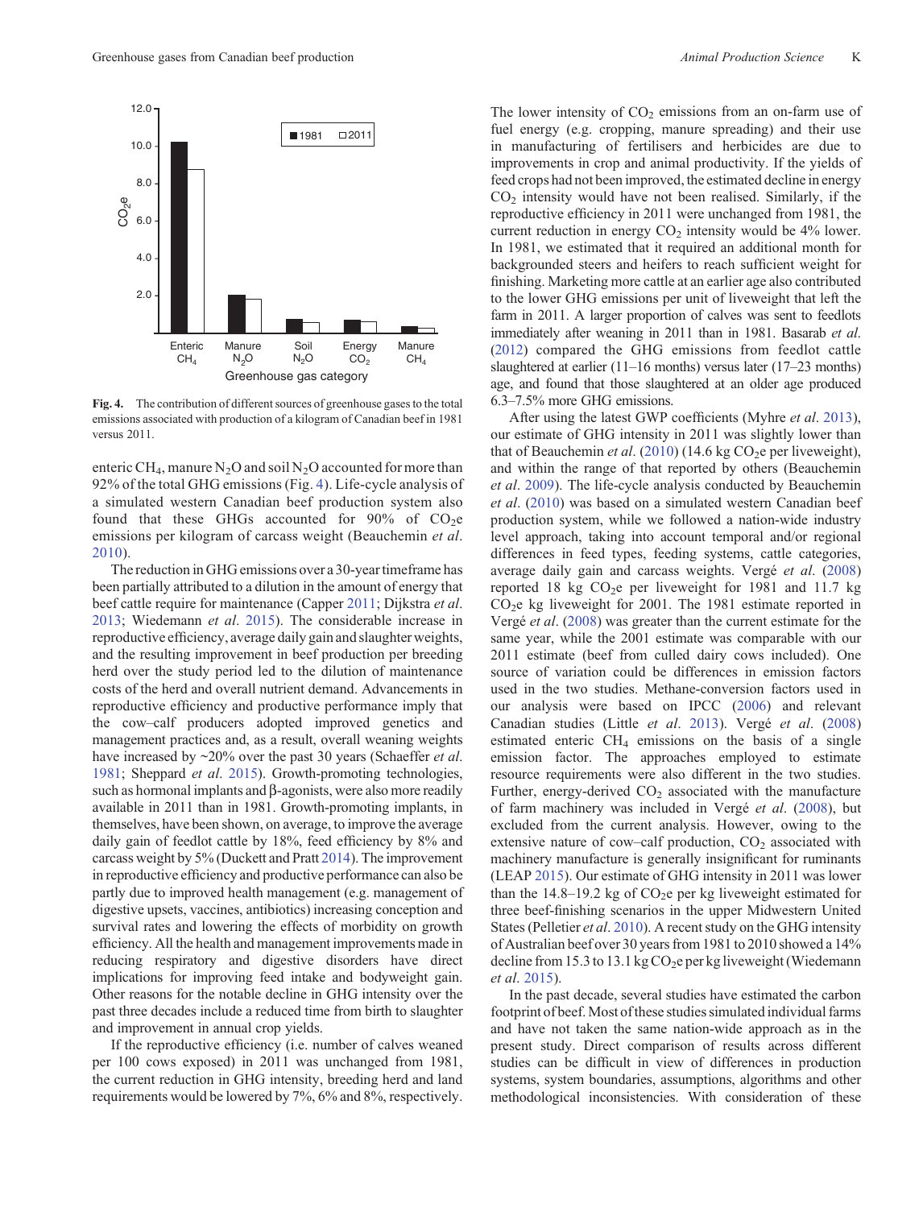Fig. 4. The contribution of different sources of greenhouse gases to the total emissions associated with production of a kilogram of Canadian beef in 1981 versus 2011.

enteric $CH_4$, manure $N_2O$ and soil $N_2O$ accounted for more than 92% of the total GHG emissions (Fig. 4). Life-cycle analysis of a simulated western Canadian beef production system also found that these GHGs accounted for 90% of $CO_2$e emissions per kilogram of carcass weight (Beauchemin *et al*. 2010).

The reduction in GHG emissions over a 30-year timeframe has been partially attributed to a dilution in the amount of energy that beef cattle require for maintenance (Capper 2011; Dijkstra *et al*. 2013; Wiedemann *et al*. 2015). The considerable increase in reproductive efficiency, average daily gain and slaughter weights, and the resulting improvement in beef production per breeding herd over the study period led to the dilution of maintenance costs of the herd and overall nutrient demand. Advancements in reproductive efficiency and productive performance imply that the cow–calf producers adopted improved genetics and management practices and, as a result, overall weaning weights have increased by ~20% over the past 30 years (Schaeffer *et al*. 1981; Sheppard *et al*. 2015). Growth-promoting technologies, such as hormonal implants and β-agonists, were also more readily available in 2011 than in 1981. Growth-promoting implants, in themselves, have been shown, on average, to improve the average daily gain of feedlot cattle by 18%, feed efficiency by 8% and carcass weight by 5% (Duckett and Pratt 2014). The improvement in reproductive efficiency and productive performance can also be partly due to improved health management (e.g. management of digestive upsets, vaccines, antibiotics) increasing conception and survival rates and lowering the effects of morbidity on growth efficiency. All the health and management improvements made in reducing respiratory and digestive disorders have direct implications for improving feed intake and bodyweight gain. Other reasons for the notable decline in GHG intensity over the past three decades include a reduced time from birth to slaughter and improvement in annual crop yields.

If the reproductive efficiency (i.e. number of calves weaned per 100 cows exposed) in 2011 was unchanged from 1981, the current reduction in GHG intensity, breeding herd and land requirements would be lowered by 7%, 6% and 8%, respectively.

The lower intensity of $CO_2$ emissions from an on-farm use of fuel energy (e.g. cropping, manure spreading) and their use in manufacturing of fertilisers and herbicides are due to improvements in crop and animal productivity. If the yields of feed crops had not been improved, the estimated decline in energy $CO_2$ intensity would have not been realised. Similarly, if the reproductive efficiency in 2011 were unchanged from 1981, the current reduction in energy $CO_2$ intensity would be 4% lower. In 1981, we estimated that it required an additional month for backgrounded steers and heifers to reach sufficient weight for finishing. Marketing more cattle at an earlier age also contributed to the lower GHG emissions per unit of liveweight that left the farm in 2011. A larger proportion of calves was sent to feedlots immediately after weaning in 2011 than in 1981. Basarab *et al*. (2012) compared the GHG emissions from feedlot cattle slaughtered at earlier (11–16 months) versus later (17–23 months) age, and found that those slaughtered at an older age produced 6.3–7.5% more GHG emissions.

After using the latest GWP coefficients (Myhre *et al*. 2013), our estimate of GHG intensity in 2011 was slightly lower than that of Beauchemin *et al*. (2010) (14.6 kg $CO_2$e per liveweight), and within the range of that reported by others (Beauchemin *et al*. 2009). The life-cycle analysis conducted by Beauchemin *et al*. (2010) was based on a simulated western Canadian beef production system, while we followed a nation-wide industry level approach, taking into account temporal and/or regional differences in feed types, feeding systems, cattle categories, average daily gain and carcass weights. Vergé *et al*. (2008) reported 18 kg $CO_2$e per liveweight for 1981 and 11.7 kg $CO_2$e kg liveweight for 2001. The 1981 estimate reported in Vergé *et al*. (2008) was greater than the current estimate for the same year, while the 2001 estimate was comparable with our 2011 estimate (beef from culled dairy cows included). One source of variation could be differences in emission factors used in the two studies. Methane-conversion factors used in our analysis were based on IPCC (2006) and relevant Canadian studies (Little *et al*. 2013). Vergé *et al*. (2008) estimated enteric $CH_4$ emissions on the basis of a single emission factor. The approaches employed to estimate resource requirements were also different in the two studies. Further, energy-derived $CO_2$ associated with the manufacture of farm machinery was included in Vergé *et al*. (2008), but excluded from the current analysis. However, owing to the extensive nature of cow–calf production, $CO_2$ associated with machinery manufacture is generally insignificant for ruminants (LEAP 2015). Our estimate of GHG intensity in 2011 was lower than the 14.8–19.2 kg of $CO_2$e per kg liveweight estimated for three beef-finishing scenarios in the upper Midwestern United States (Pelletier *et al*. 2010). A recent study on the GHG intensity of Australian beef over 30 years from 1981 to 2010 showed a 14% decline from 15.3 to 13.1 kg $CO_2$e per kg liveweight (Wiedemann *et al*. 2015).

In the past decade, several studies have estimated the carbon footprint of beef. Most of these studies simulated individual farms and have not taken the same nation-wide approach as in the present study. Direct comparison of results across different studies can be difficult in view of differences in production systems, system boundaries, assumptions, algorithms and other methodological inconsistencies. With consideration of these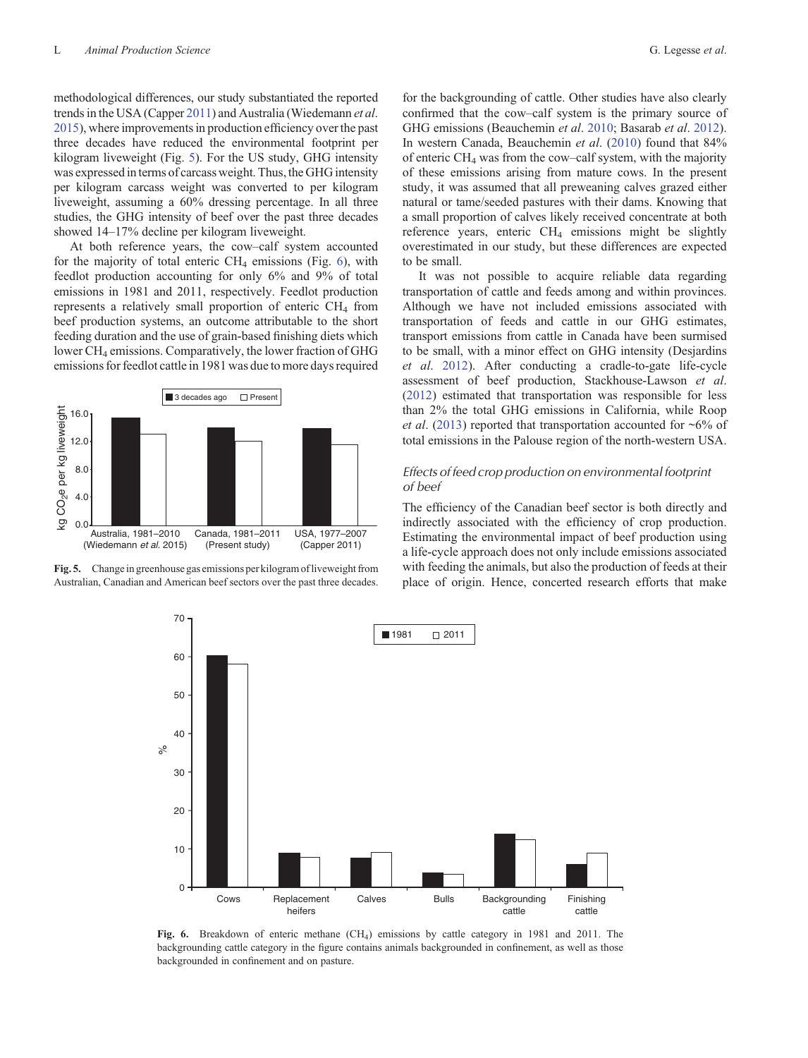methodological differences, our study substantiated the reported trends in the USA (Capper 2011) and Australia (Wiedemann *et al*. 2015), where improvements in production efficiency over the past three decades have reduced the environmental footprint per kilogram liveweight (Fig. 5). For the US study, GHG intensity was expressed in terms of carcass weight. Thus, the GHG intensity per kilogram carcass weight was converted to per kilogram liveweight, assuming a 60% dressing percentage. In all three studies, the GHG intensity of beef over the past three decades showed 14–17% decline per kilogram liveweight.

At both reference years, the cow–calf system accounted for the majority of total enteric $CH_4$ emissions (Fig. 6), with feedlot production accounting for only 6% and 9% of total emissions in 1981 and 2011, respectively. Feedlot production represents a relatively small proportion of enteric $CH_4$ from beef production systems, an outcome attributable to the short feeding duration and the use of grain-based finishing diets which lower $CH_4$ emissions. Comparatively, the lower fraction of GHG emissions for feedlot cattle in 1981 was due to more days required for the backgrounding of cattle. Other studies have also clearly confirmed that the cow–calf system is the primary source of GHG emissions (Beauchemin *et al*. 2010; Basarab *et al*. 2012). In western Canada, Beauchemin *et al*. (2010) found that 84% of enteric $CH_4$ was from the cow–calf system, with the majority of these emissions arising from mature cows. In the present study, it was assumed that all preweaning calves grazed either natural or tame/seeded pastures with their dams. Knowing that a small proportion of calves likely received concentrate at both reference years, enteric $CH_4$ emissions might be slightly overestimated in our study, but these differences are expected to be small.

It was not possible to acquire reliable data regarding transportation of cattle and feeds among and within provinces. Although we have not included emissions associated with transportation of feeds and cattle in our GHG estimates, transport emissions from cattle in Canada have been surmised to be small, with a minor effect on GHG intensity (Desjardins *et al*. 2012). After conducting a cradle-to-gate life-cycle assessment of beef production, Stackhouse-Lawson *et al*. (2012) estimated that transportation was responsible for less than 2% the total GHG emissions in California, while Roop *et al*. (2013) reported that transportation accounted for ~6% of total emissions in the Palouse region of the north-western USA.

**Fig. 5.** Change in greenhouse gas emissions per kilogram of liveweight from Australian, Canadian and American beef sectors over the past three decades.

### *Effects of feed crop production on environmental footprint of beef*

The efficiency of the Canadian beef sector is both directly and indirectly associated with the efficiency of crop production. Estimating the environmental impact of beef production using a life-cycle approach does not only include emissions associated with feeding the animals, but also the production of feeds at their place of origin. Hence, concerted research efforts that make

**Fig. 6.** Breakdown of enteric methane ($CH_4$) emissions by cattle category in 1981 and 2011. The backgrounding cattle category in the figure contains animals backgrounded in confinement, as well as those backgrounded in confinement and on pasture.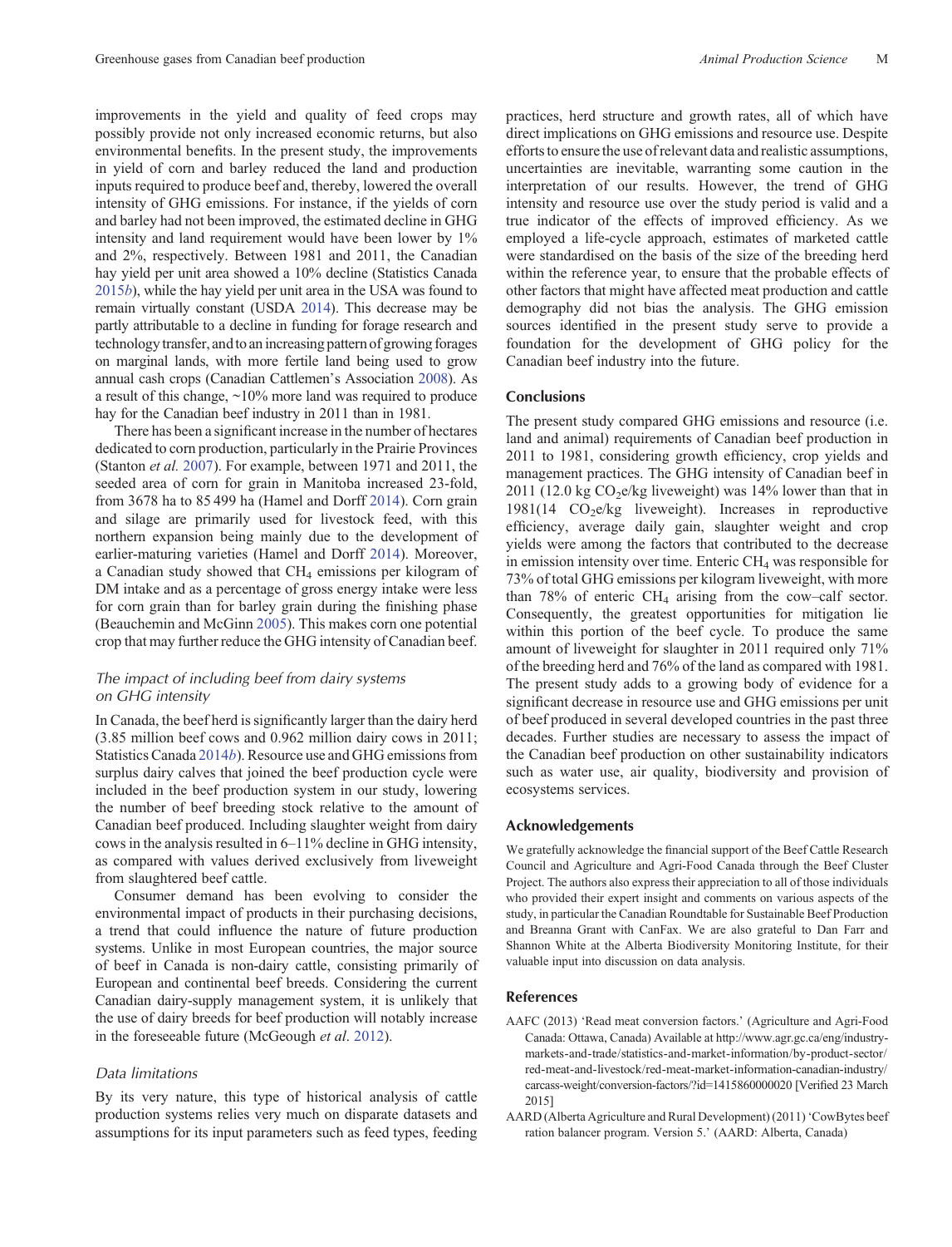improvements in the yield and quality of feed crops may possibly provide not only increased economic returns, but also environmental benefits. In the present study, the improvements in yield of corn and barley reduced the land and production inputs required to produce beef and, thereby, lowered the overall intensity of GHG emissions. For instance, if the yields of corn and barley had not been improved, the estimated decline in GHG intensity and land requirement would have been lower by 1% and 2%, respectively. Between 1981 and 2011, the Canadian hay yield per unit area showed a 10% decline (Statistics Canada 2015*b*), while the hay yield per unit area in the USA was found to remain virtually constant (USDA 2014). This decrease may be partly attributable to a decline in funding for forage research and technology transfer, and to an increasing pattern of growing forages on marginal lands, with more fertile land being used to grow annual cash crops (Canadian Cattlemen's Association 2008). As a result of this change, ~10% more land was required to produce hay for the Canadian beef industry in 2011 than in 1981.

There has been a significant increase in the number of hectares dedicated to corn production, particularly in the Prairie Provinces (Stanton *et al.* 2007). For example, between 1971 and 2011, the seeded area of corn for grain in Manitoba increased 23-fold, from 3678 ha to 85 499 ha (Hamel and Dorff 2014). Corn grain and silage are primarily used for livestock feed, with this northern expansion being mainly due to the development of earlier-maturing varieties (Hamel and Dorff 2014). Moreover, a Canadian study showed that $CH_4$ emissions per kilogram of DM intake and as a percentage of gross energy intake were less for corn grain than for barley grain during the finishing phase (Beauchemin and McGinn 2005). This makes corn one potential crop that may further reduce the GHG intensity of Canadian beef.

### *The impact of including beef from dairy systems on GHG intensity*

In Canada, the beef herd is significantly larger than the dairy herd (3.85 million beef cows and 0.962 million dairy cows in 2011; Statistics Canada 2014*b*). Resource use and GHG emissions from surplus dairy calves that joined the beef production cycle were included in the beef production system in our study, lowering the number of beef breeding stock relative to the amount of Canadian beef produced. Including slaughter weight from dairy cows in the analysis resulted in 6–11% decline in GHG intensity, as compared with values derived exclusively from liveweight from slaughtered beef cattle.

Consumer demand has been evolving to consider the environmental impact of products in their purchasing decisions, a trend that could influence the nature of future production systems. Unlike in most European countries, the major source of beef in Canada is non-dairy cattle, consisting primarily of European and continental beef breeds. Considering the current Canadian dairy-supply management system, it is unlikely that the use of dairy breeds for beef production will notably increase in the foreseeable future (McGeough *et al*. 2012).

### *Data limitations*

By its very nature, this type of historical analysis of cattle production systems relies very much on disparate datasets and assumptions for its input parameters such as feed types, feeding practices, herd structure and growth rates, all of which have direct implications on GHG emissions and resource use. Despite efforts to ensure the use of relevant data and realistic assumptions, uncertainties are inevitable, warranting some caution in the interpretation of our results. However, the trend of GHG intensity and resource use over the study period is valid and a true indicator of the effects of improved efficiency. As we employed a life-cycle approach, estimates of marketed cattle were standardised on the basis of the size of the breeding herd within the reference year, to ensure that the probable effects of other factors that might have affected meat production and cattle demography did not bias the analysis. The GHG emission sources identified in the present study serve to provide a foundation for the development of GHG policy for the Canadian beef industry into the future.

## Conclusions

The present study compared GHG emissions and resource (i.e. land and animal) requirements of Canadian beef production in 2011 to 1981, considering growth efficiency, crop yields and management practices. The GHG intensity of Canadian beef in 2011 (12.0 kg $CO_2$e/kg liveweight) was 14% lower than that in 1981(14 $CO_2$e/kg liveweight). Increases in reproductive efficiency, average daily gain, slaughter weight and crop yields were among the factors that contributed to the decrease in emission intensity over time. Enteric $CH_4$ was responsible for 73% of total GHG emissions per kilogram liveweight, with more than 78% of enteric $CH_4$ arising from the cow–calf sector. Consequently, the greatest opportunities for mitigation lie within this portion of the beef cycle. To produce the same amount of liveweight for slaughter in 2011 required only 71% of the breeding herd and 76% of the land as compared with 1981. The present study adds to a growing body of evidence for a significant decrease in resource use and GHG emissions per unit of beef produced in several developed countries in the past three decades. Further studies are necessary to assess the impact of the Canadian beef production on other sustainability indicators such as water use, air quality, biodiversity and provision of ecosystems services.

## Acknowledgements

We gratefully acknowledge the financial support of the Beef Cattle Research Council and Agriculture and Agri-Food Canada through the Beef Cluster Project. The authors also express their appreciation to all of those individuals who provided their expert insight and comments on various aspects of the study, in particular the Canadian Roundtable for Sustainable Beef Production and Breanna Grant with CanFax. We are also grateful to Dan Farr and Shannon White at the Alberta Biodiversity Monitoring Institute, for their valuable input into discussion on data analysis.

## References

AAFC (2013) 'Read meat conversion factors.' (Agriculture and Agri-Food Canada: Ottawa, Canada) Available at http://www.agr.gc.ca/eng/industry-markets-and-trade/statistics-and-market-information/by-product-sector/red-meat-and-livestock/red-meat-market-information-canadian-industry/carcass-weight/conversion-factors/?id=1415860000020 [Verified 23 March 2015]

AARD (Alberta Agriculture and Rural Development) (2011) 'CowBytes beef ration balancer program. Version 5.' (AARD: Alberta, Canada)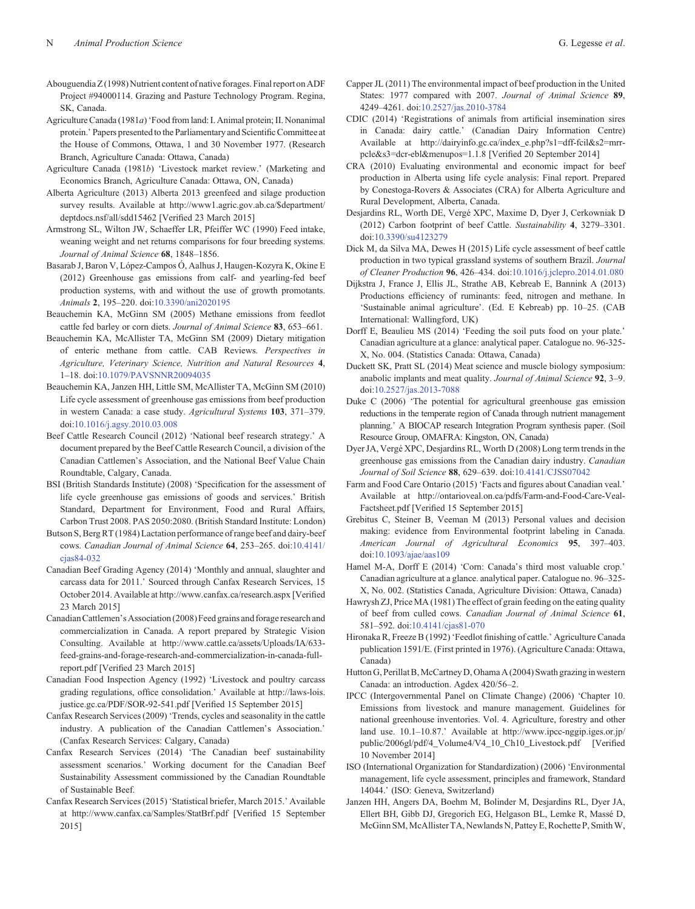Abouguendia Z (1998) Nutrient content of native forages. Final report on ADF Project #94000114. Grazing and Pasture Technology Program. Regina, SK, Canada.

Agriculture Canada (1981*a*) 'Food from land: I. Animal protein; II. Nonanimal protein.' Papers presented to the Parliamentary and Scientific Committee at the House of Commons, Ottawa, 1 and 30 November 1977. (Research Branch, Agriculture Canada: Ottawa, Canada)

Agriculture Canada (1981*b*) 'Livestock market review.' (Marketing and Economics Branch, Agriculture Canada: Ottawa, ON, Canada)

Alberta Agriculture (2013) Alberta 2013 greenfeed and silage production survey results. Available at http://www1.agric.gov.ab.ca/$department/deptdocs.nsf/all/sdd15462 [Verified 23 March 2015]

Armstrong SL, Wilton JW, Schaeffer LR, Pfeiffer WC (1990) Feed intake, weaning weight and net returns comparisons for four breeding systems. *Journal of Animal Science* **68**, 1848–1856.

Basarab J, Baron V, López-Campos Ó, Aalhus J, Haugen-Kozyra K, Okine E (2012) Greenhouse gas emissions from calf- and yearling-fed beef production systems, with and without the use of growth promotants. *Animals* **2**, 195–220. doi:10.3390/ani2020195

Beauchemin KA, McGinn SM (2005) Methane emissions from feedlot cattle fed barley or corn diets. *Journal of Animal Science* **83**, 653–661.

Beauchemin KA, McAllister TA, McGinn SM (2009) Dietary mitigation of enteric methane from cattle. CAB Reviews. *Perspectives in Agriculture, Veterinary Science, Nutrition and Natural Resources* **4**, 1–18. doi:10.1079/PAVSNNR20094035

Beauchemin KA, Janzen HH, Little SM, McAllister TA, McGinn SM (2010) Life cycle assessment of greenhouse gas emissions from beef production in western Canada: a case study. *Agricultural Systems* **103**, 371–379. doi:10.1016/j.agsy.2010.03.008

Beef Cattle Research Council (2012) 'National beef research strategy.' A document prepared by the Beef Cattle Research Council, a division of the Canadian Cattlemen's Association, and the National Beef Value Chain Roundtable, Calgary, Canada.

BSI (British Standards Institute) (2008) 'Specification for the assessment of life cycle greenhouse gas emissions of goods and services.' British Standard, Department for Environment, Food and Rural Affairs, Carbon Trust 2008. PAS 2050:2080. (British Standard Institute: London)

Butson S, Berg RT (1984) Lactation performance of range beef and dairy-beef cows. *Canadian Journal of Animal Science* **64**, 253–265. doi:10.4141/cjas84-032

Canadian Beef Grading Agency (2014) 'Monthly and annual, slaughter and carcass data for 2011.' Sourced through Canfax Research Services, 15 October 2014. Available at http://www.canfax.ca/research.aspx [Verified 23 March 2015]

Canadian Cattlemen's Association (2008) Feed grains and forage research and commercialization in Canada. A report prepared by Strategic Vision Consulting. Available at http://www.cattle.ca/assets/Uploads/IA/633-feed-grains-and-forage-research-and-commercialization-in-canada-full-report.pdf [Verified 23 March 2015]

Canadian Food Inspection Agency (1992) 'Livestock and poultry carcass grading regulations, office consolidation.' Available at http://laws-lois.justice.gc.ca/PDF/SOR-92-541.pdf [Verified 15 September 2015]

Canfax Research Services (2009) 'Trends, cycles and seasonality in the cattle industry. A publication of the Canadian Cattlemen's Association.' (Canfax Research Services: Calgary, Canada)

Canfax Research Services (2014) 'The Canadian beef sustainability assessment scenarios.' Working document for the Canadian Beef Sustainability Assessment commissioned by the Canadian Roundtable of Sustainable Beef.

Canfax Research Services (2015) 'Statistical briefer, March 2015.' Available at http://www.canfax.ca/Samples/StatBrf.pdf [Verified 15 September 2015]

Capper JL (2011) The environmental impact of beef production in the United States: 1977 compared with 2007. *Journal of Animal Science* **89**, 4249–4261. doi:10.2527/jas.2010-3784

CDIC (2014) 'Registrations of animals from artificial insemination sires in Canada: dairy cattle.' (Canadian Dairy Information Centre) Available at http://dairyinfo.gc.ca/index_e.php?s1=dff-fcil&s2=mrr-pcle&s3=dcr-ebl&menupos=1.1.8 [Verified 20 September 2014]

CRA (2010) Evaluating environmental and economic impact for beef production in Alberta using life cycle analysis: Final report. Prepared by Conestoga-Rovers & Associates (CRA) for Alberta Agriculture and Rural Development, Alberta, Canada.

Desjardins RL, Worth DE, Vergé XPC, Maxime D, Dyer J, Cerkowniak D (2012) Carbon footprint of beef Cattle. *Sustainability* **4**, 3279–3301. doi:10.3390/su4123279

Dick M, da Silva MA, Dewes H (2015) Life cycle assessment of beef cattle production in two typical grassland systems of southern Brazil. *Journal of Cleaner Production* **96**, 426–434. doi:10.1016/j.jclepro.2014.01.080

Dijkstra J, France J, Ellis JL, Strathe AB, Kebreab E, Bannink A (2013) Productions efficiency of ruminants: feed, nitrogen and methane. In 'Sustainable animal agriculture'. (Ed. E Kebreab) pp. 10–25. (CAB International: Wallingford, UK)

Dorff E, Beaulieu MS (2014) 'Feeding the soil puts food on your plate.' Canadian agriculture at a glance: analytical paper. Catalogue no. 96-325-X, No. 004. (Statistics Canada: Ottawa, Canada)

Duckett SK, Pratt SL (2014) Meat science and muscle biology symposium: anabolic implants and meat quality. *Journal of Animal Science* **92**, 3–9. doi:10.2527/jas.2013-7088

Duke C (2006) 'The potential for agricultural greenhouse gas emission reductions in the temperate region of Canada through nutrient management planning.' A BIOCAP research Integration Program synthesis paper. (Soil Resource Group, OMAFRA: Kingston, ON, Canada)

Dyer JA, Vergé XPC, Desjardins RL, Worth D (2008) Long term trends in the greenhouse gas emissions from the Canadian dairy industry. *Canadian Journal of Soil Science* **88**, 629–639. doi:10.4141/CJSS07042

Farm and Food Care Ontario (2015) 'Facts and figures about Canadian veal.' Available at http://ontarioveal.on.ca/pdfs/Farm-and-Food-Care-Veal-Factsheet.pdf [Verified 15 September 2015]

Grebitus C, Steiner B, Veeman M (2013) Personal values and decision making: evidence from Environmental footprint labeling in Canada. *American Journal of Agricultural Economics* **95**, 397–403. doi:10.1093/ajae/aas109

Hamel M-A, Dorff E (2014) 'Corn: Canada's third most valuable crop.' Canadian agriculture at a glance. analytical paper. Catalogue no. 96–325-X, No. 002. (Statistics Canada, Agriculture Division: Ottawa, Canada)

Hawrysh ZJ, Price MA (1981) The effect of grain feeding on the eating quality of beef from culled cows. *Canadian Journal of Animal Science* **61**, 581–592. doi:10.4141/cjas81-070

Hironaka R, Freeze B (1992) 'Feedlot finishing of cattle.' Agriculture Canada publication 1591/E. (First printed in 1976). (Agriculture Canada: Ottawa, Canada)

Hutton G, Perillat B, McCartney D, Ohama A (2004) Swath grazing in western Canada: an introduction. Agdex 420/56–2.

IPCC (Intergovernmental Panel on Climate Change) (2006) 'Chapter 10. Emissions from livestock and manure management. Guidelines for national greenhouse inventories. Vol. 4. Agriculture, forestry and other land use. 10.1–10.87.' Available at http://www.ipcc-nggip.iges.or.jp/public/2006gl/pdf/4_Volume4/V4_10_Ch10_Livestock.pdf [Verified 10 November 2014]

ISO (International Organization for Standardization) (2006) 'Environmental management, life cycle assessment, principles and framework, Standard 14044.' (ISO: Geneva, Switzerland)

Janzen HH, Angers DA, Boehm M, Bolinder M, Desjardins RL, Dyer JA, Ellert BH, Gibb DJ, Gregorich EG, Helgason BL, Lemke R, Massé D, McGinn SM, McAllister TA, Newlands N, Pattey E, Rochette P, Smith W,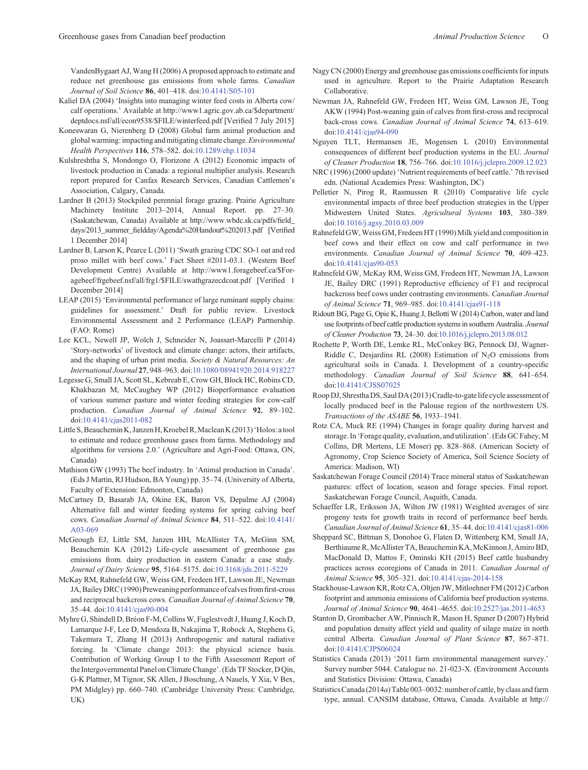VandenBygaart AJ, Wang H (2006) A proposed approach to estimate and reduce net greenhouse gas emissions from whole farms. *Canadian Journal of Soil Science* **86**, 401–418. doi:10.4141/S05-101

Kaliel DA (2004) 'Insights into managing winter feed costs in Alberta cow/calf operations.' Available at http://www1.agric.gov.ab.ca/$department/deptdocs.nsf/all/econ9538/$FILE/winterfeed.pdf [Verified 7 July 2015]

Koneswaran G, Nierenberg D (2008) Global farm animal production and global warming: impacting and mitigating climate change. *Environmental Health Perspectives* **116**, 578–582. doi:10.1289/ehp.11034

Kulshreshtha S, Mondongo O, Florizone A (2012) Economic impacts of livestock production in Canada: a regional multiplier analysis. Research report prepared for Canfax Research Services, Canadian Cattlemen's Association, Calgary, Canada.

Lardner B (2013) Stockpiled perennial forage grazing. Prairie Agriculture Machinery Institute 2013–2014, Annual Report. pp. 27–30. (Saskatchewan, Canada) Available at http://www.wbdc.sk.ca/pdfs/field_days/2013_summer_fieldday/Agenda%20Handout%202013.pdf [Verified 1 December 2014]

Lardner B, Larson K, Pearce L (2011) 'Swath grazing CDC SO-1 oat and red proso millet with beef cows.' Fact Sheet #2011-03.1. (Western Beef Development Centre) Available at http://www1.foragebeef.ca/$Foragebeef/frgebeef.nsf/all/frg1/$FILE/swathgrazecdcoat.pdf [Verified 1 December 2014]

LEAP (2015) 'Environmental performance of large ruminant supply chains: guidelines for assessment.' Draft for public review. Livestock Environmental Assessment and 2 Performance (LEAP) Partnership. (FAO: Rome)

Lee KCL, Newell JP, Wolch J, Schneider N, Joassart-Marcelli P (2014) 'Story-networks' of livestock and climate change: actors, their artifacts, and the shaping of urban print media. *Society & Natural Resources: An International Journal* **27**, 948–963. doi:10.1080/08941920.2014.918227

Legesse G, Small JA, Scott SL, Kebreab E, Crow GH, Block HC, Robins CD, Khakbazan M, McCaughey WP (2012) Bioperformance evaluation of various summer pasture and winter feeding strategies for cow-calf production. *Canadian Journal of Animal Science* **92**, 89–102. doi:10.4141/cjas2011-082

Little S, Beauchemin K, Janzen H, Kroebel R, Maclean K (2013) 'Holos: a tool to estimate and reduce greenhouse gases from farms. Methodology and algorithms for versions 2.0.' (Agriculture and Agri-Food: Ottawa, ON, Canada)

Mathison GW (1993) The beef industry. In 'Animal production in Canada'. (Eds J Martin, RJ Hudson, BA Young) pp. 35–74. (University of Alberta, Faculty of Extension: Edmonton, Canada)

McCartney D, Basarab JA, Okine EK, Baron VS, Depalme AJ (2004) Alternative fall and winter feeding systems for spring calving beef cows. *Canadian Journal of Animal Science* **84**, 511–522. doi:10.4141/A03-069

McGeough EJ, Little SM, Janzen HH, McAllister TA, McGinn SM, Beauchemin KA (2012) Life-cycle assessment of greenhouse gas emissions from. dairy production in eastern Canada: a case study. *Journal of Dairy Science* **95**, 5164–5175. doi:10.3168/jds.2011-5229

McKay RM, Rahnefeld GW, Weiss GM, Fredeen HT, Lawson JE, Newman JA, Bailey DRC (1990) Preweaning performance of calves from first-cross and reciprocal backcross cows. *Canadian Journal of Animal Science* **70**, 35–44. doi:10.4141/cjas90-004

Myhre G, Shindell D, Bréon F-M, Collins W, Fuglestvedt J, Huang J, Koch D, Lamarque J-F, Lee D, Mendoza B, Nakajima T, Robock A, Stephens G, Takemura T, Zhang H (2013) Anthropogenic and natural radiative forcing. In 'Climate change 2013: the physical science basis. Contribution of Working Group I to the Fifth Assessment Report of the Intergovernmental Panel on Climate Change'. (Eds TF Stocker, D Qin, G-K Plattner, M Tignor, SK Allen, J Boschung, A Nauels, Y Xia, V Bex, PM Midgley) pp. 660–740. (Cambridge University Press: Cambridge, UK)

Nagy CN (2000) Energy and greenhouse gas emissions coefficients for inputs used in agriculture. Report to the Prairie Adaptation Research Collaborative.

Newman JA, Rahnefeld GW, Fredeen HT, Weiss GM, Lawson JE, Tong AKW (1994) Post-weaning gain of calves from first-cross and reciprocal back-cross cows. *Canadian Journal of Animal Science* **74**, 613–619. doi:10.4141/cjas94-090

Nguyen TLT, Hermansen JE, Mogensen L (2010) Environmental consequences of different beef production systems in the EU. *Journal of Cleaner Production* **18**, 756–766. doi:10.1016/j.jclepro.2009.12.023

NRC (1996) (2000 update) 'Nutrient requirements of beef cattle.' 7th revised edn. (National Academies Press: Washington, DC)

Pelletier N, Pirog R, Rasmussen R (2010) Comparative life cycle environmental impacts of three beef production strategies in the Upper Midwestern United States. *Agricultural Systems* **103**, 380–389. doi:10.1016/j.agsy.2010.03.009

Rahnefeld GW, Weiss GM, Fredeen HT (1990) Milk yield and composition in beef cows and their effect on cow and calf performance in two environments. *Canadian Journal of Animal Science* **70**, 409–423. doi:10.4141/cjas90-053

Rahnefeld GW, McKay RM, Weiss GM, Fredeen HT, Newman JA, Lawson JE, Bailey DRC (1991) Reproductive efficiency of F1 and reciprocal backcross beef cows under contrasting environments. *Canadian Journal of Animal Science* **71**, 969–985. doi:10.4141/cjas91-118

Ridoutt BG, Page G, Opie K, Huang J, Bellotti W (2014) Carbon, water and land use footprints of beef cattle production systems in southern Australia. *Journal of Cleaner Production* **73**, 24–30. doi:10.1016/j.jclepro.2013.08.012

Rochette P, Worth DE, Lemke RL, McConkey BG, Pennock DJ, Wagner-Riddle C, Desjardins RL (2008) Estimation of $N_2O$ emissions from agricultural soils in Canada. I. Development of a country-specific methodology. *Canadian Journal of Soil Science* **88**, 641–654. doi:10.4141/CJSS07025

Roop DJ, Shrestha DS, Saul DA (2013) Cradle-to-gate life cycle assessment of locally produced beef in the Palouse region of the northwestern US. *Transactions of the ASABE* **56**, 1933–1941.

Rotz CA, Muck RE (1994) Changes in forage quality during harvest and storage. In 'Forage quality, evaluation, and utilization'. (Eds GC Fahey, M Collins, DR Mertens, LE Moser) pp. 828–868. (American Society of Agronomy, Crop Science Society of America, Soil Science Society of America: Madison, WI)

Saskatchewan Forage Council (2014) Trace mineral status of Saskatchewan pastures: effect of location, season and forage species. Final report. Saskatchewan Forage Council, Asquith, Canada.

Schaeffer LR, Eriksson JA, Wilton JW (1981) Weighted averages of sire progeny tests for growth traits in record of performance beef herds. *Canadian Journal of Animal Science* **61**, 35–44. doi:10.4141/cjas81-006

Sheppard SC, Bittman S, Donohoe G, Flaten D, Wittenberg KM, Small JA, Berthiaume R, McAllister TA, Beauchemin KA, McKinnon J, Amiro BD, MacDonald D, Mattos F, Ominski KH (2015) Beef cattle husbandry practices across ecoregions of Canada in 2011. *Canadian Journal of Animal Science* **95**, 305–321. doi:10.4141/cjas-2014-158

Stackhouse-Lawson KR, Rotz CA, Oltjen JW, Mitloehner FM (2012) Carbon footprint and ammonia emissions of California beef production systems. *Journal of Animal Science* **90**, 4641–4655. doi:10.2527/jas.2011-4653

Stanton D, Grombacher AW, Pinnisch R, Mason H, Spaner D (2007) Hybrid and population density affect yield and quality of silage maize in north central Alberta. *Canadian Journal of Plant Science* **87**, 867–871. doi:10.4141/CJPS06024

Statistics Canada (2013) '2011 farm environmental management survey.' Survey number 5044. Catalogue no. 21-023-X. (Environment Accounts and Statistics Division: Ottawa, Canada)

Statistics Canada (2014*a*) Table 003–0032: number of cattle, by class and farm type, annual. CANSIM database, Ottawa, Canada. Available at http://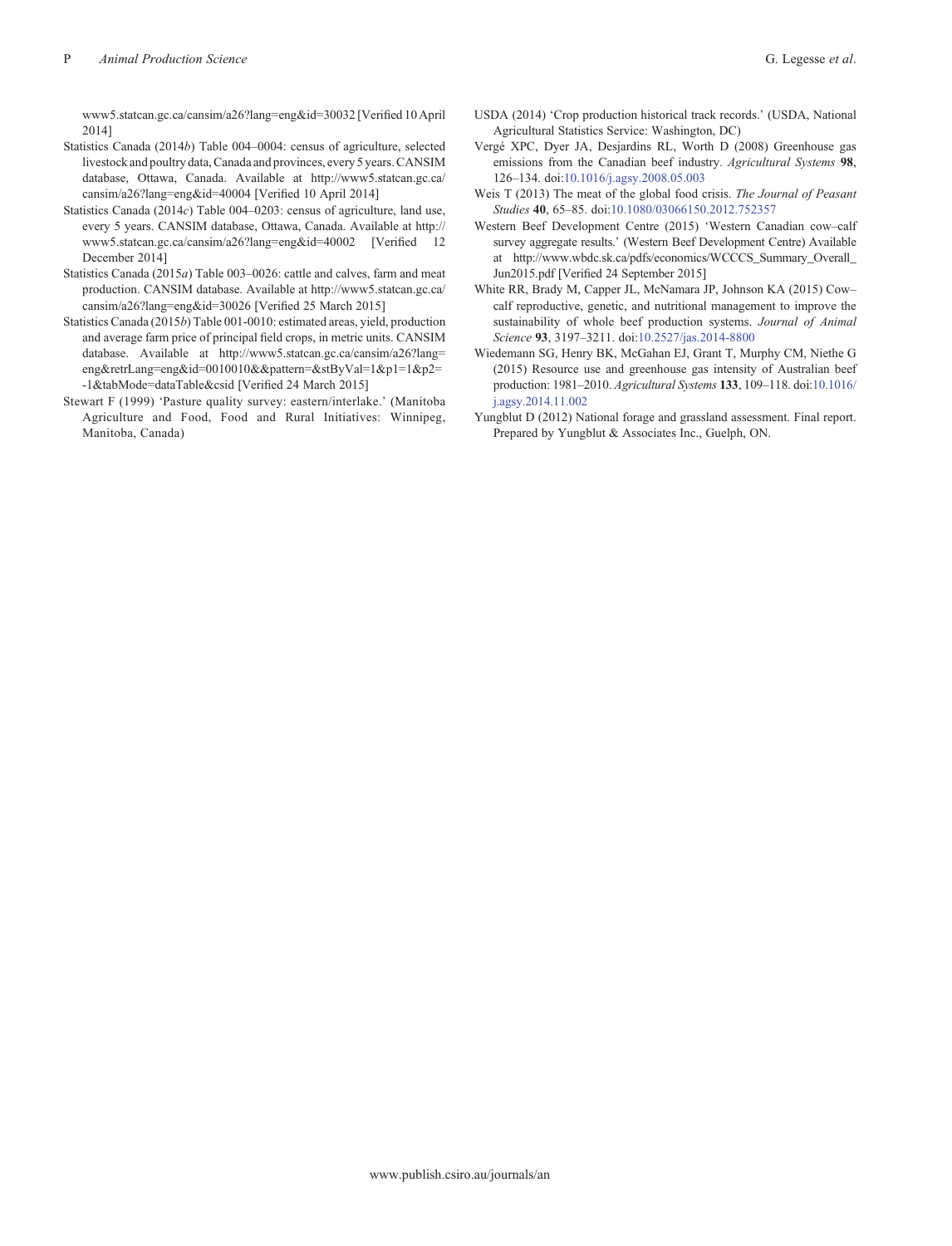www5.statcan.gc.ca/cansim/a26?lang=eng&id=30032 [Verified 10 April 2014]

Statistics Canada (2014*b*) Table 004–0004: census of agriculture, selected livestock and poultry data, Canada and provinces, every 5 years. CANSIM database, Ottawa, Canada. Available at http://www5.statcan.gc.ca/cansim/a26?lang=eng&id=40004 [Verified 10 April 2014]

Statistics Canada (2014*c*) Table 004–0203: census of agriculture, land use, every 5 years. CANSIM database, Ottawa, Canada. Available at http://www5.statcan.gc.ca/cansim/a26?lang=eng&id=40002 [Verified 12 December 2014]

Statistics Canada (2015*a*) Table 003–0026: cattle and calves, farm and meat production. CANSIM database. Available at http://www5.statcan.gc.ca/cansim/a26?lang=eng&id=30026 [Verified 25 March 2015]

Statistics Canada (2015*b*) Table 001-0010: estimated areas, yield, production and average farm price of principal field crops, in metric units. CANSIM database. Available at http://www5.statcan.gc.ca/cansim/a26?lang=eng&retrLang=eng&id=0010010&&pattern=&stByVal=1&p1=1&p2=-1&tabMode=dataTable&csid [Verified 24 March 2015]

Stewart F (1999) 'Pasture quality survey: eastern/interlake.' (Manitoba Agriculture and Food, Food and Rural Initiatives: Winnipeg, Manitoba, Canada)

USDA (2014) 'Crop production historical track records.' (USDA, National Agricultural Statistics Service: Washington, DC)

Vergé XPC, Dyer JA, Desjardins RL, Worth D (2008) Greenhouse gas emissions from the Canadian beef industry. *Agricultural Systems* **98**, 126–134. doi:10.1016/j.agsy.2008.05.003

Weis T (2013) The meat of the global food crisis. *The Journal of Peasant Studies* **40**, 65–85. doi:10.1080/03066150.2012.752357

Western Beef Development Centre (2015) 'Western Canadian cow–calf survey aggregate results.' (Western Beef Development Centre) Available at http://www.wbdc.sk.ca/pdfs/economics/WCCCS_Summary_Overall_Jun2015.pdf [Verified 24 September 2015]

White RR, Brady M, Capper JL, McNamara JP, Johnson KA (2015) Cow–calf reproductive, genetic, and nutritional management to improve the sustainability of whole beef production systems. *Journal of Animal Science* **93**, 3197–3211. doi:10.2527/jas.2014-8800

Wiedemann SG, Henry BK, McGahan EJ, Grant T, Murphy CM, Niethe G (2015) Resource use and greenhouse gas intensity of Australian beef production: 1981–2010. *Agricultural Systems* **133**, 109–118. doi:10.1016/j.agsy.2014.11.002

Yungblut D (2012) National forage and grassland assessment. Final report. Prepared by Yungblut & Associates Inc., Guelph, ON.